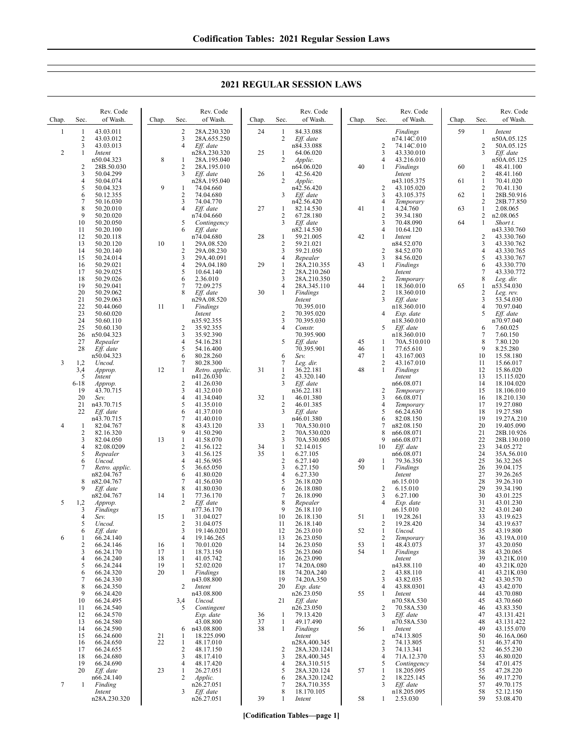# 2021 REGULAR SESSION LAWS

| Chap. | Sec. | Rev. Code of Wash. |
|---|---|---|
| 1 | 1 | 43.03.011 |
| | 2 | 43.03.012 |
| | 3 | 43.03.013 |
| 2 | 1 | *Intent* |
| | | n50.04.323 |
| | 2 | 28B.50.030 |
| | 3 | 50.04.299 |
| | 4 | 50.04.074 |
| | 5 | 50.04.323 |
| | 6 | 50.12.355 |
| | 7 | 50.16.030 |
| | 8 | 50.20.010 |
| | 9 | 50.20.020 |
| | 10 | 50.20.050 |
| | 11 | 50.20.100 |
| | 12 | 50.20.118 |
| | 13 | 50.20.120 |
| | 14 | 50.20.140 |
| | 15 | 50.24.014 |
| | 16 | 50.29.021 |
| | 17 | 50.29.025 |
| | 18 | 50.29.026 |
| | 19 | 50.29.041 |
| | 20 | 50.29.062 |
| | 21 | 50.29.063 |
| | 22 | 50.44.060 |
| | 23 | 50.60.020 |
| | 24 | 50.60.110 |
| | 25 | 50.60.130 |
| | 26 | n50.04.323 |
| | 27 | *Repealer* |
| | 28 | *Eff. date* |
| | | n50.04.323 |
| 3 | 1,2 | *Uncod.* |
| | 3,4 | *Approp.* |
| | 5 | *Intent* |
| | 6-18 | *Approp.* |
| | 19 | 43.70.715 |
| | 20 | *Sev.* |
| | 21 | n43.70.715 |
| | 22 | *Eff. date* |
| | | n43.70.715 |
| 4 | 1 | 82.04.767 |
| | 2 | 82.16.320 |
| | 3 | 82.04.050 |
| | 4 | 82.08.0209 |
| | 5 | *Repealer* |
| | 6 | *Uncod.* |
| | 7 | *Retro. applic.* |
| | | n82.04.767 |
| | 8 | n82.04.767 |
| | 9 | *Eff. date* |
| | | n82.04.767 |
| 5 | 1,2 | *Approp.* |
| | 3 | *Findings* |
| | 4 | *Sev.* |
| | 5 | *Uncod.* |
| | 6 | *Eff. date* |
| 6 | 1 | 66.24.140 |
| | 2 | 66.24.146 |
| | 3 | 66.24.170 |
| | 4 | 66.24.240 |
| | 5 | 66.24.244 |
| | 6 | 66.24.320 |
| | 7 | 66.24.330 |
| | 8 | 66.24.350 |
| | 9 | 66.24.420 |
| | 10 | 66.24.495 |
| | 11 | 66.24.540 |
| | 12 | 66.24.570 |
| | 13 | 66.24.580 |
| | 14 | 66.24.590 |
| | 15 | 66.24.600 |
| | 16 | 66.24.650 |
| | 17 | 66.24.655 |
| | 18 | 66.24.680 |
| | 19 | 66.24.690 |
| | 20 | *Eff. date* |
| | | n66.24.140 |
| 7 | 1 | *Finding* |
| | | *Intent* |
| | | n28A.230.320 |
| | 2 | 28A.230.320 |
| | 3 | 28A.655.250 |
| | 4 | *Eff. date* |
| | | n28A.230.320 |
| 8 | 1 | 28A.195.040 |
| | 2 | 28A.195.010 |
| | 3 | *Eff. date* |
| | | n28A.195.040 |
| 9 | 1 | 74.04.660 |
| | 2 | 74.04.680 |
| | 3 | 74.04.770 |
| | 4 | *Eff. date* |
| | | n74.04.660 |
| | 5 | *Contingency* |
| | 6 | *Eff. date* |
| | | n74.04.680 |
| 10 | 1 | 29A.08.520 |
| | 2 | 29A.08.230 |
| | 3 | 29A.40.091 |
| | 4 | 29A.04.180 |
| | 5 | 10.64.140 |
| | 6 | 2.36.010 |
| | 7 | 72.09.275 |
| | 8 | *Eff. date* |
| | | n29A.08.520 |
| 11 | 1 | *Findings* |
| | | *Intent* |
| | | n35.92.355 |
| | 2 | 35.92.355 |
| | 3 | 35.92.390 |
| | 4 | 54.16.281 |
| | 5 | 54.16.400 |
| | 6 | 80.28.260 |
| | 7 | 80.28.300 |
| 12 | 1 | *Retro. applic.* |
| | | n41.26.030 |
| | 2 | 41.26.030 |
| | 3 | 41.32.010 |
| | 4 | 41.34.040 |
| | 5 | 41.35.010 |
| | 6 | 41.37.010 |
| | 7 | 41.40.010 |
| | 8 | 43.43.120 |
| | 9 | 41.50.290 |
| 13 | 1 | 41.58.070 |
| | 2 | 41.56.122 |
| | 3 | 41.56.125 |
| | 4 | 41.56.905 |
| | 5 | 36.65.050 |
| | 6 | 41.80.020 |
| | 7 | 41.56.030 |
| | 8 | 41.80.030 |
| 14 | 1 | 77.36.170 |
| | 2 | *Eff. date* |
| | | n77.36.170 |
| 15 | 1 | 31.04.027 |
| | 2 | 31.04.075 |
| | 3 | 19.146.0201 |
| | 4 | 19.146.265 |
| 16 | 1 | 70.01.020 |
| 17 | 1 | 18.73.150 |
| 18 | 1 | 41.05.742 |
| 19 | 1 | 52.02.020 |
| 20 | 1 | *Findings* |
| | | n43.08.800 |
| | 2 | *Intent* |
| | | n43.08.800 |
| | 3,4 | *Uncod.* |
| | 5 | *Contingent* |
| | | *Exp. date* |
| | | 43.08.800 |
| | 6 | n43.08.800 |
| 21 | 1 | 18.225.090 |
| 22 | 1 | 48.17.010 |
| | 2 | 48.17.150 |
| | 3 | 48.17.410 |
| | 4 | 48.17.420 |
| 23 | 1 | 26.27.051 |
| | 2 | *Applic.* |
| | | n26.27.051 |
| | 3 | *Eff. date* |
| | | n26.27.051 |
| 24 | 1 | 84.33.088 |
| | 2 | *Eff. date* |
| | | n84.33.088 |
| 25 | 1 | 64.06.020 |
| | 2 | *Applic.* |
| | | n64.06.020 |
| 26 | 1 | 42.56.420 |
| | 2 | *Applic.* |
| | | n42.56.420 |
| | 3 | *Eff. date* |
| | | n42.56.420 |
| 27 | 1 | 82.14.530 |
| | 2 | 67.28.180 |
| | 3 | *Eff. date* |
| | | n82.14.530 |
| 28 | 1 | 59.21.005 |
| | 2 | 59.21.021 |
| | 3 | 59.21.050 |
| | 4 | *Repealer* |
| 29 | 1 | 28A.210.355 |
| | 2 | 28A.210.260 |
| | 3 | 28A.210.350 |
| | 4 | 28A.345.110 |
| 30 | 1 | *Findings* |
| | | *Intent* |
| | | 70.395.010 |
| | 2 | 70.395.020 |
| | 3 | 70.395.030 |
| | 4 | *Constr.* |
| | | 70.395.900 |
| | 5 | *Eff. date* |
| | | 70.395.901 |
| | 6 | *Sev.* |
| | 7 | *Leg. dir.* |
| 31 | 1 | 36.22.181 |
| | 2 | 43.320.140 |
| | 3 | *Eff. date* |
| | | n36.22.181 |
| 32 | 1 | 46.01.380 |
| | 2 | 46.01.385 |
| | 3 | *Eff. date* |
| | | n46.01.380 |
| 33 | 1 | 70A.530.010 |
| | 2 | 70A.530.020 |
| | 3 | 70A.530.005 |
| 34 | 1 | 52.14.015 |
| 35 | 1 | 6.27.105 |
| | 2 | 6.27.140 |
| | 3 | 6.27.150 |
| | 4 | 6.27.330 |
| | 5 | 26.18.020 |
| | 6 | 26.18.080 |
| | 7 | 26.18.090 |
| | 8 | *Repealer* |
| | 9 | 26.18.110 |
| | 10 | 26.18.130 |
| | 11 | 26.18.140 |
| | 12 | 26.23.010 |
| | 13 | 26.23.050 |
| | 14 | 26.23.050 |
| | 15 | 26.23.060 |
| | 16 | 26.23.090 |
| | 17 | 74.20A.080 |
| | 18 | 74.20A.240 |
| | 19 | 74.20A.350 |
| | 20 | *Exp. date* |
| | | n26.23.050 |
| | 21 | *Eff. date* |
| | | n26.23.050 |
| 36 | 1 | 79.13.420 |
| 37 | 1 | 49.17.490 |
| 38 | 1 | *Findings* |
| | | *Intent* |
| | | n28A.400.345 |
| | 2 | 28A.320.1241 |
| | 3 | 28A.400.345 |
| | 4 | 28A.310.515 |
| | 5 | 28A.320.124 |
| | 6 | 28A.320.1242 |
| | 7 | 28A.710.355 |
| | 8 | 18.170.105 |
| 39 | 1 | *Intent* |
| | | *Findings* |
| | | n74.14C.010 |
| | 2 | 74.14C.010 |
| | 3 | 43.330.010 |
| | 4 | 43.216.010 |
| 40 | 1 | *Findings* |
| | | *Intent* |
| | | n43.105.375 |
| | 2 | 43.105.020 |
| | 3 | 43.105.375 |
| | 4 | *Temporary* |
| 41 | 1 | 4.24.760 |
| | 2 | 39.34.180 |
| | 3 | 70.48.090 |
| | 4 | 10.64.120 |
| 42 | 1 | *Intent* |
| | | n84.52.070 |
| | 2 | 84.52.070 |
| | 3 | 84.56.020 |
| 43 | 1 | *Findings* |
| | | *Intent* |
| | 2 | *Temporary* |
| 44 | 1 | 18.360.010 |
| | 2 | 18.360.010 |
| | 3 | *Eff. date* |
| | | n18.360.010 |
| | 4 | *Exp. date* |
| | | n18.360.010 |
| | 5 | *Eff. date* |
| | | n18.360.010 |
| 45 | 1 | 70A.510.010 |
| 46 | 1 | 77.65.610 |
| 47 | 1 | 43.167.003 |
| | 2 | 43.167.010 |
| 48 | 1 | *Findings* |
| | | *Intent* |
| | | n66.08.071 |
| | 2 | *Temporary* |
| | 3 | 66.08.071 |
| | 4 | *Temporary* |
| | 5 | 66.24.630 |
| | 6 | 82.08.150 |
| | 7 | n82.08.150 |
| | 8 | n66.08.071 |
| | 9 | n66.08.071 |
| | 10 | *Eff. date* |
| | | n66.08.071 |
| 49 | 1 | 79.36.350 |
| 50 | 1 | *Findings* |
| | | *Intent* |
| | | n6.15.010 |
| | 2 | 6.15.010 |
| | 3 | 6.27.100 |
| | 4 | *Exp. date* |
| | | n6.15.010 |
| 51 | 1 | 19.28.261 |
| | 2 | 19.28.420 |
| 52 | 1 | *Uncod.* |
| | 2 | *Temporary* |
| 53 | 1 | 48.43.073 |
| 54 | 1 | *Findings* |
| | | *Intent* |
| | | n43.88.110 |
| | 2 | 43.88.110 |
| | 3 | 43.82.035 |
| | 4 | 43.88.0301 |
| 55 | 1 | *Intent* |
| | | n70.58A.530 |
| | 2 | 70.58A.530 |
| | 3 | *Eff. date* |
| | | n70.58A.530 |
| 56 | 1 | *Intent* |
| | | n74.13.805 |
| | 2 | 74.13.805 |
| | 3 | 74.13.341 |
| | 4 | 71A.12.370 |
| | 5 | *Contingency* |
| 57 | 1 | 18.205.095 |
| | 2 | 18.225.145 |
| | 3 | *Eff. date* |
| | | n18.205.095 |
| 58 | 1 | 2.53.030 |
| 59 | 1 | *Intent* |
| | | n50A.05.125 |
| | 2 | 50A.05.125 |
| | 3 | *Eff. date* |
| | | n50A.05.125 |
| 60 | 1 | 48.41.100 |
| | 2 | 48.41.160 |
| 61 | 1 | 70.41.020 |
| | 2 | 70.41.130 |
| 62 | 1 | 28B.50.916 |
| | 2 | 28B.77.850 |
| 63 | 1 | 2.08.065 |
| | 2 | n2.08.065 |
| 64 | 1 | *Short t.* |
| | | n43.330.760 |
| | 2 | 43.330.760 |
| | 3 | 43.330.762 |
| | 4 | 43.330.765 |
| | 5 | 43.330.767 |
| | 6 | 43.330.770 |
| | 7 | 43.330.772 |
| | 8 | *Leg. dir.* |
| 65 | 1 | n53.54.030 |
| | 2 | *Leg. rev.* |
| | 3 | 53.54.030 |
| | 4 | 70.97.040 |
| | 5 | *Eff. date* |
| | | n70.97.040 |
| | 6 | 7.60.025 |
| | 7 | 7.60.150 |
| | 8 | 7.80.120 |
| | 9 | 8.25.280 |
| | 10 | 15.58.180 |
| | 11 | 15.66.017 |
| | 12 | 15.86.020 |
| | 13 | 15.115.020 |
| | 14 | 18.104.020 |
| | 15 | 18.106.010 |
| | 16 | 18.210.130 |
| | 17 | 19.27.080 |
| | 18 | 19.27.580 |
| | 19 | 19.27A.210 |
| | 20 | 19.405.090 |
| | 21 | 28B.10.926 |
| | 22 | 28B.130.010 |
| | 23 | 34.05.272 |
| | 24 | 35A.56.010 |
| | 25 | 36.32.265 |
| | 26 | 39.04.175 |
| | 27 | 39.26.265 |
| | 28 | 39.26.310 |
| | 29 | 39.34.190 |
| | 30 | 43.01.225 |
| | 31 | 43.01.230 |
| | 32 | 43.01.240 |
| | 33 | 43.19.623 |
| | 34 | 43.19.637 |
| | 35 | 43.19.800 |
| | 36 | 43.19A.010 |
| | 37 | 43.20.050 |
| | 38 | 43.20.065 |
| | 39 | 43.21K.010 |
| | 40 | 43.21K.020 |
| | 41 | 43.21K.030 |
| | 42 | 43.30.570 |
| | 43 | 43.42.070 |
| | 44 | 43.70.080 |
| | 45 | 43.70.660 |
| | 46 | 43.83.350 |
| | 47 | 43.131.421 |
| | 48 | 43.131.422 |
| | 49 | 43.155.070 |
| | 50 | 46.16A.060 |
| | 51 | 46.37.470 |
| | 52 | 46.55.230 |
| | 53 | 46.80.020 |
| | 54 | 47.01.475 |
| | 55 | 47.28.220 |
| | 56 | 49.17.270 |
| | 57 | 49.70.175 |
| | 58 | 52.12.150 |
| | 59 | 53.08.470 |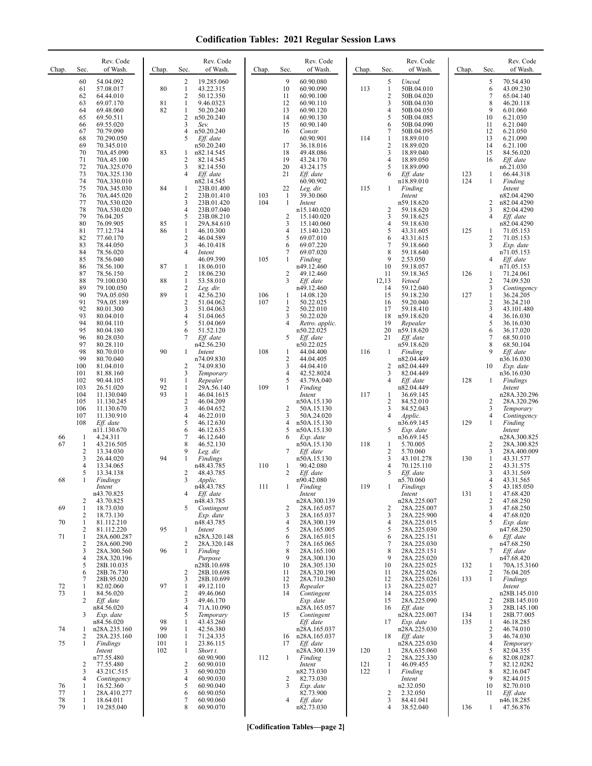# Codification Tables: 2021 Regular Session Laws

| Chap. | Sec. | Rev. Code of Wash. |
|---|---|---|
| | 60 | 54.04.092 |
| | 61 | 57.08.017 |
| | 62 | 64.44.010 |
| | 63 | 69.07.170 |
| | 64 | 69.48.060 |
| | 65 | 69.50.511 |
| | 66 | 69.55.020 |
| | 67 | 70.79.090 |
| | 68 | 70.290.050 |
| | 69 | 70.345.010 |
| | 70 | 70A.45.090 |
| | 71 | 70A.45.100 |
| | 72 | 70A.325.070 |
| | 73 | 70A.325.130 |
| | 74 | 70A.330.010 |
| | 75 | 70A.345.030 |
| | 76 | 70A.445.020 |
| | 77 | 70A.530.020 |
| | 78 | 70A.530.020 |
| | 79 | 76.04.205 |
| | 80 | 76.09.905 |
| | 81 | 77.12.734 |
| | 82 | 77.60.170 |
| | 83 | 78.44.050 |
| | 84 | 78.56.020 |
| | 85 | 78.56.040 |
| | 86 | 78.56.100 |
| | 87 | 78.56.150 |
| | 88 | 79.100.030 |
| | 89 | 79.100.050 |
| | 90 | 79A.05.050 |
| | 91 | 79A.05.189 |
| | 92 | 80.01.300 |
| | 93 | 80.04.010 |
| | 94 | 80.04.110 |
| | 95 | 80.04.180 |
| | 96 | 80.28.030 |
| | 97 | 80.28.110 |
| | 98 | 80.70.010 |
| | 99 | 80.70.040 |
| | 100 | 81.04.010 |
| | 101 | 81.88.160 |
| | 102 | 90.44.105 |
| | 103 | 26.51.020 |
| | 104 | 11.130.040 |
| | 105 | 11.130.245 |
| | 106 | 11.130.670 |
| | 107 | 11.130.910 |
| | 108 | *Eff. date* n11.130.670 |
| 66 | 1 | 4.24.311 |
| 67 | 1 | 43.216.505 |
| | 2 | 13.34.030 |
| | 3 | 26.44.020 |
| | 4 | 13.34.065 |
| | 5 | 13.34.138 |
| 68 | 1 | *Findings Intent* n43.70.825 |
| | 2 | 43.70.825 |
| 69 | 1 | 18.73.030 |
| | 2 | 18.73.130 |
| 70 | 1 | 81.112.210 |
| | 2 | 81.112.220 |
| 71 | 1 | 28A.600.287 |
| | 2 | 28A.600.290 |
| | 3 | 28A.300.560 |
| | 4 | 28A.320.196 |
| | 5 | 28B.10.035 |
| | 6 | 28B.76.730 |
| | 7 | 28B.95.020 |
| 72 | 1 | 82.02.060 |
| 73 | 1 | 84.56.020 |
| | 2 | *Eff. date* n84.56.020 |
| | 3 | *Exp. date* n84.56.020 |
| 74 | 1 | n28A.235.160 |
| | 2 | 28A.235.160 |
| 75 | 1 | *Findings Intent* n77.55.480 |
| | 2 | 77.55.480 |
| | 3 | 43.21C.515 |
| | 4 | *Contingency* |
| 76 | 1 | 16.52.360 |
| 77 | 1 | 28A.410.277 |
| 78 | 1 | 18.64.011 |
| 79 | 1 | 19.285.040 |
| | 2 | 19.285.060 |
| 80 | 1 | 43.22.315 |
| | 2 | 50.12.350 |
| 81 | 1 | 9.46.0323 |
| 82 | 1 | 50.20.240 |
| | 2 | n50.20.240 |
| | 3 | *Sev.* |
| | 4 | n50.20.240 |
| | 5 | *Eff. date* n50.20.240 |
| 83 | 1 | n82.14.545 |
| | 2 | 82.14.545 |
| | 3 | 82.14.550 |
| | 4 | *Eff. date* n82.14.545 |
| 84 | 1 | 23B.01.400 |
| | 2 | 23B.01.410 |
| | 3 | 23B.01.420 |
| | 4 | 23B.07.040 |
| | 5 | 23B.08.210 |
| 85 | 1 | 29A.84.610 |
| 86 | 1 | 46.10.300 |
| | 2 | 46.04.589 |
| | 3 | 46.10.418 |
| | 4 | *Intent* 46.09.390 |
| 87 | 1 | 18.06.010 |
| | 2 | 18.06.230 |
| 88 | 1 | 53.58.010 |
| | 2 | *Leg. dir.* |
| 89 | 1 | 42.56.230 |
| | 2 | 51.04.062 |
| | 3 | 51.04.063 |
| | 4 | 51.04.065 |
| | 5 | 51.04.069 |
| | 6 | 51.52.120 |
| | 7 | *Eff. date* n42.56.230 |
| 90 | 1 | *Intent* n74.09.830 |
| | 2 | 74.09.830 |
| | 3 | *Temporary* |
| 91 | 1 | *Repealer* |
| 92 | 1 | 29A.56.140 |
| 93 | 1 | 46.04.1615 |
| | 2 | 46.04.209 |
| | 3 | 46.04.652 |
| | 4 | 46.22.010 |
| | 5 | 46.12.630 |
| | 6 | 46.12.635 |
| | 7 | 46.12.640 |
| | 8 | 46.52.130 |
| | 9 | *Leg. dir.* |
| 94 | 1 | *Findings* n48.43.785 |
| | 2 | 48.43.785 |
| | 3 | *Applic.* n48.43.785 |
| | 4 | *Eff. date* n48.43.785 |
| | 5 | *Contingent Exp. date* n48.43.785 |
| 95 | 1 | *Intent* n28A.320.148 |
| | 2 | 28A.320.148 |
| 96 | 1 | *Finding Purpose* n28B.10.698 |
| | 2 | 28B.10.698 |
| | 3 | 28B.10.699 |
| 97 | 1 | 49.12.110 |
| | 2 | 49.46.060 |
| | 3 | 49.46.170 |
| | 4 | 71A.10.090 |
| | 5 | *Temporary* |
| 98 | 1 | 43.43.260 |
| 99 | 1 | 42.56.380 |
| 100 | 1 | 71.24.335 |
| 101 | 1 | 23.86.115 |
| 102 | 1 | *Short t.* 60.90.900 |
| | 2 | 60.90.010 |
| | 3 | 60.90.020 |
| | 4 | 60.90.030 |
| | 5 | 60.90.040 |
| | 6 | 60.90.050 |
| | 7 | 60.90.060 |
| | 8 | 60.90.070 |
| | 9 | 60.90.080 |
| | 10 | 60.90.090 |
| | 11 | 60.90.100 |
| | 12 | 60.90.110 |
| | 13 | 60.90.120 |
| | 14 | 60.90.130 |
| | 15 | 60.90.140 |
| | 16 | *Constr.* 60.90.901 |
| | 17 | 36.18.016 |
| | 18 | 49.48.086 |
| | 19 | 43.24.170 |
| | 20 | 43.24.175 |
| | 21 | *Eff. date* 60.90.902 |
| | 22 | *Leg. dir.* |
| 103 | 1 | 39.30.060 |
| 104 | 1 | *Intent* n15.140.020 |
| | 2 | 15.140.020 |
| | 3 | 15.140.060 |
| | 4 | 15.140.120 |
| | 5 | 69.07.010 |
| | 6 | 69.07.220 |
| | 7 | 69.07.020 |
| 105 | 1 | *Finding* n49.12.460 |
| | 2 | 49.12.460 |
| | 3 | *Eff. date* n49.12.460 |
| 106 | 1 | 14.08.120 |
| 107 | 1 | 50.22.025 |
| | 2 | 50.22.010 |
| | 3 | 50.22.020 |
| | 4 | *Retro. applic.* n50.22.025 |
| | 5 | *Eff. date* n50.22.025 |
| 108 | 1 | 44.04.400 |
| | 2 | 44.04.405 |
| | 3 | 44.04.410 |
| | 4 | 42.52.8024 |
| | 5 | 43.79A.040 |
| 109 | 1 | *Finding Intent* n50A.15.130 |
| | 2 | 50A.15.130 |
| | 3 | 50A.24.020 |
| | 4 | n50A.15.130 |
| | 5 | n50A.15.130 |
| | 6 | *Exp. date* n50A.15.130 |
| | 7 | *Eff. date* n50A.15.130 |
| 110 | 1 | 90.42.080 |
| | 2 | *Eff. date* n90.42.080 |
| 111 | 1 | *Finding Intent* n28A.300.139 |
| | 2 | 28A.165.057 |
| | 3 | 28A.165.037 |
| | 4 | 28A.300.139 |
| | 5 | 28A.165.005 |
| | 6 | 28A.165.015 |
| | 7 | 28A.165.065 |
| | 8 | 28A.165.100 |
| | 9 | 28A.300.130 |
| | 10 | 28A.305.130 |
| | 11 | 28A.320.190 |
| | 12 | 28A.710.280 |
| | 13 | *Repealer* |
| | 14 | *Contingent Exp. date* n28A.165.057 |
| | 15 | *Contingent Eff. date* n28A.165.037 |
| | 16 | n28A.165.037 |
| | 17 | *Eff. date* n28A.300.139 |
| 112 | 1 | *Finding Intent* n82.73.030 |
| | 2 | 82.73.030 |
| | 3 | *Exp. date* 82.73.900 |
| | 4 | *Eff. date* n82.73.030 |
| | 5 | *Uncod.* |
| 113 | 1 | 50B.04.010 |
| | 2 | 50B.04.020 |
| | 3 | 50B.04.030 |
| | 4 | 50B.04.050 |
| | 5 | 50B.04.085 |
| | 6 | 50B.04.090 |
| | 7 | 50B.04.095 |
| 114 | 1 | 18.89.010 |
| | 2 | 18.89.020 |
| | 3 | 18.89.040 |
| | 4 | 18.89.050 |
| | 5 | 18.89.090 |
| | 6 | *Eff. date* n18.89.010 |
| 115 | 1 | *Finding Intent* n59.18.620 |
| | 2 | 59.18.620 |
| | 3 | 59.18.625 |
| | 4 | 59.18.630 |
| | 5 | 43.31.605 |
| | 6 | 43.31.615 |
| | 7 | 59.18.660 |
| | 8 | 59.18.640 |
| | 9 | 2.53.050 |
| | 10 | 59.18.057 |
| | 11 | 59.18.365 |
| | 12,13 | *Vetoed* |
| | 14 | 59.12.040 |
| | 15 | 59.18.230 |
| | 16 | 59.20.040 |
| | 17 | 59.18.410 |
| | 18 | n59.18.620 |
| | 19 | *Repealer* |
| | 20 | n59.18.620 |
| | 21 | *Eff. date* n59.18.620 |
| 116 | 1 | *Finding* n82.04.449 |
| | 2 | n82.04.449 |
| | 3 | 82.04.449 |
| | 4 | *Eff. date* n82.04.449 |
| 117 | 1 | 36.69.145 |
| | 2 | 84.52.010 |
| | 3 | 84.52.043 |
| | 4 | *Applic.* n36.69.145 |
| | 5 | *Exp. date* n36.69.145 |
| 118 | 1 | 5.70.005 |
| | 2 | 5.70.060 |
| | 3 | 43.101.278 |
| | 4 | 70.125.110 |
| | 5 | *Eff. date* n5.70.060 |
| 119 | 1 | *Findings Intent* n28A.225.007 |
| | 2 | 28A.225.007 |
| | 3 | 28A.225.900 |
| | 4 | 28A.225.015 |
| | 5 | 28A.225.030 |
| | 6 | 28A.225.151 |
| | 7 | 28A.225.030 |
| | 8 | 28A.225.151 |
| | 9 | 28A.225.020 |
| | 10 | 28A.225.025 |
| | 11 | 28A.225.026 |
| | 12 | 28A.225.0261 |
| | 13 | 28A.225.027 |
| | 14 | 28A.225.035 |
| | 15 | 28A.225.090 |
| | 16 | *Eff. date* n28A.225.007 |
| | 17 | *Exp. date* n28A.225.030 |
| | 18 | *Eff. date* n28A.225.030 |
| 120 | 1 | 28A.635.060 |
| | 2 | 28A.225.330 |
| 121 | 1 | 46.09.455 |
| 122 | 1 | *Finding Intent* n2.32.050 |
| | 2 | 2.32.050 |
| | 3 | 84.41.041 |
| | 4 | 38.52.040 |
| | 5 | 70.54.430 |
| | 6 | 43.09.230 |
| | 7 | 65.04.140 |
| | 8 | 46.20.118 |
| | 9 | 6.01.060 |
| | 10 | 6.21.030 |
| | 11 | 6.21.040 |
| | 12 | 6.21.050 |
| | 13 | 6.21.090 |
| | 14 | 6.21.100 |
| | 15 | 84.56.020 |
| | 16 | *Eff. date* n6.21.030 |
| 123 | 1 | 66.44.318 |
| 124 | 1 | *Finding Intent* n82.04.4290 |
| | 2 | n82.04.4290 |
| | 3 | 82.04.4290 |
| | 4 | *Eff. date* n82.04.4290 |
| 125 | 1 | 71.05.153 |
| | 2 | 71.05.153 |
| | 3 | *Exp. date* n71.05.153 |
| | 4 | *Eff. date* n71.05.153 |
| 126 | 1 | 71.24.061 |
| | 2 | 74.09.520 |
| | 3 | *Contingency* |
| 127 | 1 | 36.24.205 |
| | 2 | 36.24.210 |
| | 3 | 43.101.480 |
| | 4 | 36.16.030 |
| | 5 | 36.16.030 |
| | 6 | 36.17.020 |
| | 7 | 68.50.010 |
| | 8 | 68.50.104 |
| | 9 | *Eff. date* n36.16.030 |
| | 10 | *Exp. date* n36.16.030 |
| 128 | 1 | *Findings Intent* n28A.320.296 |
| | 2 | 28A.320.296 |
| | 3 | *Temporary* |
| | 4 | *Contingency* |
| 129 | 1 | *Finding Intent* n28A.300.825 |
| | 2 | 28A.300.825 |
| | 3 | 28A.400.009 |
| 130 | 1 | 43.31.577 |
| | 2 | 43.31.575 |
| | 3 | 43.31.569 |
| | 4 | 43.31.565 |
| | 5 | 43.185.050 |
| 131 | 1 | 47.68.420 |
| | 2 | 47.68.250 |
| | 3 | 47.68.250 |
| | 4 | 47.68.020 |
| | 5 | *Exp. date* n47.68.250 |
| | 6 | *Eff. date* n47.68.250 |
| | 7 | *Eff. date* n47.68.420 |
| 132 | 1 | 70A.15.3160 |
| | 2 | 76.04.205 |
| 133 | 1 | *Findings Intent* n28B.145.010 |
| | 2 | 28B.145.010 |
| | 3 | 28B.145.100 |
| 134 | 1 | 28B.77.005 |
| 135 | 1 | 46.18.285 |
| | 2 | 46.74.010 |
| | 3 | 46.74.030 |
| | 4 | *Temporary* |
| | 5 | 82.04.355 |
| | 6 | 82.08.0287 |
| | 7 | 82.12.0282 |
| | 8 | 82.16.047 |
| | 9 | 82.44.015 |
| | 10 | 82.70.010 |
| | 11 | *Eff. date* n46.18.285 |
| 136 | 1 | 47.56.876 |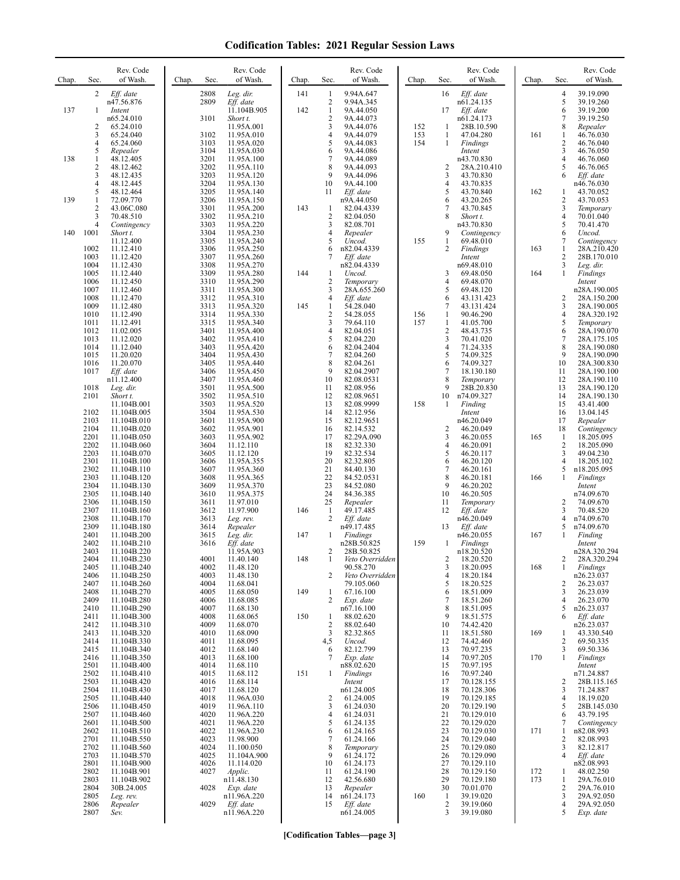# Codification Tables: 2021 Regular Session Laws

| Chap. | Sec. | Rev. Code of Wash. |
|---|---|---|
| | 2 | *Eff. date* n47.56.876 |
| 137 | 1 | *Intent* n65.24.010 |
| | 2 | 65.24.010 |
| | 3 | 65.24.040 |
| | 4 | 65.24.060 |
| | 5 | *Repealer* |
| 138 | 1 | 48.12.405 |
| | 2 | 48.12.462 |
| | 3 | 48.12.435 |
| | 4 | 48.12.445 |
| | 5 | 48.12.464 |
| 139 | 1 | 72.09.770 |
| | 2 | 43.06C.080 |
| | 3 | 70.48.510 |
| | 4 | *Contingency* |
| 140 | 1001 | *Short t.* 11.12.400 |
| | 1002 | 11.12.410 |
| | 1003 | 11.12.420 |
| | 1004 | 11.12.430 |
| | 1005 | 11.12.440 |
| | 1006 | 11.12.450 |
| | 1007 | 11.12.460 |
| | 1008 | 11.12.470 |
| | 1009 | 11.12.480 |
| | 1010 | 11.12.490 |
| | 1011 | 11.12.491 |
| | 1012 | 11.02.005 |
| | 1013 | 11.12.020 |
| | 1014 | 11.12.040 |
| | 1015 | 11.20.020 |
| | 1016 | 11.20.070 |
| | 1017 | *Eff. date* n11.12.400 |
| | 1018 | *Leg. dir.* |
| | 2101 | *Short t.* 11.104B.001 |
| | 2102 | 11.104B.005 |
| | 2103 | 11.104B.010 |
| | 2104 | 11.104B.020 |
| | 2201 | 11.104B.050 |
| | 2202 | 11.104B.060 |
| | 2203 | 11.104B.070 |
| | 2301 | 11.104B.100 |
| | 2302 | 11.104B.110 |
| | 2303 | 11.104B.120 |
| | 2304 | 11.104B.130 |
| | 2305 | 11.104B.140 |
| | 2306 | 11.104B.150 |
| | 2307 | 11.104B.160 |
| | 2308 | 11.104B.170 |
| | 2309 | 11.104B.180 |
| | 2401 | 11.104B.200 |
| | 2402 | 11.104B.210 |
| | 2403 | 11.104B.220 |
| | 2404 | 11.104B.230 |
| | 2405 | 11.104B.240 |
| | 2406 | 11.104B.250 |
| | 2407 | 11.104B.260 |
| | 2408 | 11.104B.270 |
| | 2409 | 11.104B.280 |
| | 2410 | 11.104B.290 |
| | 2411 | 11.104B.300 |
| | 2412 | 11.104B.310 |
| | 2413 | 11.104B.320 |
| | 2414 | 11.104B.330 |
| | 2415 | 11.104B.340 |
| | 2416 | 11.104B.350 |
| | 2501 | 11.104B.400 |
| | 2502 | 11.104B.410 |
| | 2503 | 11.104B.420 |
| | 2504 | 11.104B.430 |
| | 2505 | 11.104B.440 |
| | 2506 | 11.104B.450 |
| | 2507 | 11.104B.460 |
| | 2601 | 11.104B.500 |
| | 2602 | 11.104B.510 |
| | 2701 | 11.104B.550 |
| | 2702 | 11.104B.560 |
| | 2703 | 11.104B.570 |
| | 2801 | 11.104B.900 |
| | 2802 | 11.104B.901 |
| | 2803 | 11.104B.902 |
| | 2804 | 30B.24.005 |
| | 2805 | *Leg. rev.* |
| | 2806 | *Repealer* |
| | 2807 | *Sev.* |
| | 2808 | *Leg. dir.* |
| | 2809 | *Eff. date* 11.104B.905 |
| | 3101 | *Short t.* 11.95A.001 |
| | 3102 | 11.95A.010 |
| | 3103 | 11.95A.020 |
| | 3104 | 11.95A.030 |
| | 3201 | 11.95A.100 |
| | 3202 | 11.95A.110 |
| | 3203 | 11.95A.120 |
| | 3204 | 11.95A.130 |
| | 3205 | 11.95A.140 |
| | 3206 | 11.95A.150 |
| | 3301 | 11.95A.200 |
| | 3302 | 11.95A.210 |
| | 3303 | 11.95A.220 |
| | 3304 | 11.95A.230 |
| | 3305 | 11.95A.240 |
| | 3306 | 11.95A.250 |
| | 3307 | 11.95A.260 |
| | 3308 | 11.95A.270 |
| | 3309 | 11.95A.280 |
| | 3310 | 11.95A.290 |
| | 3311 | 11.95A.300 |
| | 3312 | 11.95A.310 |
| | 3313 | 11.95A.320 |
| | 3314 | 11.95A.330 |
| | 3315 | 11.95A.340 |
| | 3401 | 11.95A.400 |
| | 3402 | 11.95A.410 |
| | 3403 | 11.95A.420 |
| | 3404 | 11.95A.430 |
| | 3405 | 11.95A.440 |
| | 3406 | 11.95A.450 |
| | 3407 | 11.95A.460 |
| | 3501 | 11.95A.500 |
| | 3502 | 11.95A.510 |
| | 3503 | 11.95A.520 |
| | 3504 | 11.95A.530 |
| | 3601 | 11.95A.900 |
| | 3602 | 11.95A.901 |
| | 3603 | 11.95A.902 |
| | 3604 | 11.12.110 |
| | 3605 | 11.12.120 |
| | 3606 | 11.95A.355 |
| | 3607 | 11.95A.360 |
| | 3608 | 11.95A.365 |
| | 3609 | 11.95A.370 |
| | 3610 | 11.95A.375 |
| | 3611 | 11.97.010 |
| | 3612 | 11.97.900 |
| | 3613 | *Leg. rev.* |
| | 3614 | *Repealer* |
| | 3615 | *Leg. dir.* |
| | 3616 | *Eff. date* 11.95A.903 |
| | 4001 | 11.40.140 |
| | 4002 | 11.48.120 |
| | 4003 | 11.48.130 |
| | 4004 | 11.68.041 |
| | 4005 | 11.68.050 |
| | 4006 | 11.68.085 |
| | 4007 | 11.68.130 |
| | 4008 | 11.68.065 |
| | 4009 | 11.68.070 |
| | 4010 | 11.68.090 |
| | 4011 | 11.68.095 |
| | 4012 | 11.68.140 |
| | 4013 | 11.68.100 |
| | 4014 | 11.68.110 |
| | 4015 | 11.68.112 |
| | 4016 | 11.68.114 |
| | 4017 | 11.68.120 |
| | 4018 | 11.96A.030 |
| | 4019 | 11.96A.110 |
| | 4020 | 11.96A.220 |
| | 4021 | 11.96A.220 |
| | 4022 | 11.96A.230 |
| | 4023 | 11.98.900 |
| | 4024 | 11.100.050 |
| | 4025 | 11.104A.900 |
| | 4026 | 11.114.020 |
| | 4027 | *Applic.* n11.48.130 |
| | 4028 | *Exp. date* n11.96A.220 |
| | 4029 | *Eff. date* n11.96A.220 |
| 141 | 1 | 9.94A.647 |
| | 2 | 9.94A.345 |
| 142 | 1 | 9A.44.050 |
| | 2 | 9A.44.073 |
| | 3 | 9A.44.076 |
| | 4 | 9A.44.079 |
| | 5 | 9A.44.083 |
| | 6 | 9A.44.086 |
| | 7 | 9A.44.089 |
| | 8 | 9A.44.093 |
| | 9 | 9A.44.096 |
| | 10 | 9A.44.100 |
| | 11 | *Eff. date* n9A.44.050 |
| 143 | 1 | 82.04.4339 |
| | 2 | 82.04.050 |
| | 3 | 82.08.701 |
| | 4 | *Repealer* |
| | 5 | *Uncod.* |
| | 6 | n82.04.4339 |
| | 7 | *Eff. date* n82.04.4339 |
| 144 | 1 | *Uncod.* |
| | 2 | *Temporary* |
| | 3 | 28A.655.260 |
| | 4 | *Eff. date* |
| 145 | 1 | 54.28.040 |
| | 2 | 54.28.055 |
| | 3 | 79.64.110 |
| | 4 | 82.04.051 |
| | 5 | 82.04.220 |
| | 6 | 82.04.2404 |
| | 7 | 82.04.260 |
| | 8 | 82.04.261 |
| | 9 | 82.04.2907 |
| | 10 | 82.08.0531 |
| | 11 | 82.08.956 |
| | 12 | 82.08.9651 |
| | 13 | 82.08.9999 |
| | 14 | 82.12.956 |
| | 15 | 82.12.9651 |
| | 16 | 82.14.532 |
| | 17 | 82.29A.090 |
| | 18 | 82.32.330 |
| | 19 | 82.32.534 |
| | 20 | 82.32.805 |
| | 21 | 84.40.130 |
| | 22 | 84.52.0531 |
| | 23 | 84.52.080 |
| | 24 | 84.36.385 |
| | 25 | *Repealer* |
| 146 | 1 | 49.17.485 |
| | 2 | *Eff. date* n49.17.485 |
| 147 | 1 | *Findings* n28B.50.825 |
| | 2 | 28B.50.825 |
| 148 | 1 | *Veto Overridden* 90.58.270 |
| | 2 | *Veto Overridden* 79.105.060 |
| 149 | 1 | 67.16.100 |
| | 2 | *Exp. date* n67.16.100 |
| 150 | 1 | 88.02.620 |
| | 2 | 88.02.640 |
| | 3 | 82.32.865 |
| | 4,5 | *Uncod.* |
| | 6 | 82.12.799 |
| | 7 | *Exp. date* n88.02.620 |
| 151 | 1 | *Findings* *Intent* n61.24.005 |
| | 2 | 61.24.005 |
| | 3 | 61.24.030 |
| | 4 | 61.24.031 |
| | 5 | 61.24.135 |
| | 6 | 61.24.165 |
| | 7 | 61.24.166 |
| | 8 | *Temporary* |
| | 9 | 61.24.172 |
| | 10 | 61.24.173 |
| | 11 | 61.24.190 |
| | 12 | 42.56.680 |
| | 13 | *Repealer* |
| | 14 | n61.24.173 |
| | 15 | *Eff. date* n61.24.005 |
| | 16 | *Eff. date* n61.24.135 |
| | 17 | *Eff. date* n61.24.173 |
| 152 | 1 | 28B.10.590 |
| 153 | 1 | 47.04.280 |
| 154 | 1 | *Findings* *Intent* n43.70.830 |
| | 2 | 28A.210.410 |
| | 3 | 43.70.830 |
| | 4 | 43.70.835 |
| | 5 | 43.70.840 |
| | 6 | 43.20.265 |
| | 7 | 43.70.845 |
| | 8 | *Short t.* n43.70.830 |
| | 9 | *Contingency* |
| 155 | 1 | 69.48.010 |
| | 2 | *Findings* *Intent* n69.48.010 |
| | 3 | 69.48.050 |
| | 4 | 69.48.070 |
| | 5 | 69.48.120 |
| | 6 | 43.131.423 |
| | 7 | 43.131.424 |
| 156 | 1 | 90.46.290 |
| 157 | 1 | 41.05.700 |
| | 2 | 48.43.735 |
| | 3 | 70.41.020 |
| | 4 | 71.24.335 |
| | 5 | 74.09.325 |
| | 6 | 74.09.327 |
| | 7 | 18.130.180 |
| | 8 | *Temporary* |
| | 9 | 28B.20.830 |
| | 10 | n74.09.327 |
| 158 | 1 | *Finding* *Intent* n46.20.049 |
| | 2 | 46.20.049 |
| | 3 | 46.20.055 |
| | 4 | 46.20.091 |
| | 5 | 46.20.117 |
| | 6 | 46.20.120 |
| | 7 | 46.20.161 |
| | 8 | 46.20.181 |
| | 9 | 46.20.202 |
| | 10 | 46.20.505 |
| | 11 | *Temporary* |
| | 12 | *Eff. date* n46.20.049 |
| | 13 | *Eff. date* n46.20.055 |
| 159 | 1 | *Findings* n18.20.520 |
| | 2 | 18.20.520 |
| | 3 | 18.20.095 |
| | 4 | 18.20.184 |
| | 5 | 18.20.525 |
| | 6 | 18.51.009 |
| | 7 | 18.51.260 |
| | 8 | 18.51.095 |
| | 9 | 18.51.575 |
| | 10 | 74.42.420 |
| | 11 | 18.51.580 |
| | 12 | 74.42.460 |
| | 13 | 70.97.235 |
| | 14 | 70.97.205 |
| | 15 | 70.97.195 |
| | 16 | 70.97.240 |
| | 17 | 70.128.155 |
| | 18 | 70.128.306 |
| | 19 | 70.129.185 |
| | 20 | 70.129.190 |
| | 21 | 70.129.010 |
| | 22 | 70.129.020 |
| | 23 | 70.129.030 |
| | 24 | 70.129.040 |
| | 25 | 70.129.080 |
| | 26 | 70.129.090 |
| | 27 | 70.129.110 |
| | 28 | 70.129.150 |
| | 29 | 70.129.180 |
| | 30 | 70.01.070 |
| 160 | 1 | 39.19.020 |
| | 2 | 39.19.060 |
| | 3 | 39.19.080 |
| | 4 | 39.19.090 |
| | 5 | 39.19.260 |
| | 6 | 39.19.200 |
| | 7 | 39.19.250 |
| | 8 | *Repealer* |
| 161 | 1 | 46.76.030 |
| | 2 | 46.76.040 |
| | 3 | 46.76.050 |
| | 4 | 46.76.060 |
| | 5 | 46.76.065 |
| | 6 | *Eff. date* n46.76.030 |
| 162 | 1 | 43.70.052 |
| | 2 | 43.70.053 |
| | 3 | *Temporary* |
| | 4 | 70.01.040 |
| | 5 | 70.41.470 |
| | 6 | *Uncod.* |
| | 7 | *Contingency* |
| 163 | 1 | 28A.210.420 |
| | 2 | 28B.170.010 |
| | 3 | *Leg. dir.* |
| 164 | 1 | *Findings* *Intent* n28A.190.005 |
| | 2 | 28A.150.200 |
| | 3 | 28A.190.005 |
| | 4 | 28A.320.192 |
| | 5 | *Temporary* |
| | 6 | 28A.190.070 |
| | 7 | 28A.175.105 |
| | 8 | 28A.190.080 |
| | 9 | 28A.190.090 |
| | 10 | 28A.300.830 |
| | 11 | 28A.190.100 |
| | 12 | 28A.190.110 |
| | 13 | 28A.190.120 |
| | 14 | 28A.190.130 |
| | 15 | 43.41.400 |
| | 16 | 13.04.145 |
| | 17 | *Repealer* |
| | 18 | *Contingency* |
| 165 | 1 | 18.205.095 |
| | 2 | 18.205.090 |
| | 3 | 49.04.230 |
| | 4 | 18.205.102 |
| | 5 | n18.205.095 |
| 166 | 1 | *Findings* *Intent* n74.09.670 |
| | 2 | 74.09.670 |
| | 3 | 70.48.520 |
| | 4 | n74.09.670 |
| | 5 | n74.09.670 |
| 167 | 1 | *Finding* *Intent* n28A.320.294 |
| | 2 | 28A.320.294 |
| 168 | 1 | *Findings* n26.23.037 |
| | 2 | 26.23.037 |
| | 3 | 26.23.039 |
| | 4 | 26.23.070 |
| | 5 | n26.23.037 |
| | 6 | *Eff. date* n26.23.037 |
| 169 | 1 | 43.330.540 |
| | 2 | 69.50.335 |
| | 3 | 69.50.336 |
| 170 | 1 | *Findings* *Intent* n71.24.887 |
| | 2 | 28B.115.165 |
| | 3 | 71.24.887 |
| | 4 | 18.19.020 |
| | 5 | 28B.145.030 |
| | 6 | 43.79.195 |
| | 7 | *Contingency* |
| 171 | 1 | n82.08.993 |
| | 2 | 82.08.993 |
| | 3 | 82.12.817 |
| | 4 | *Eff. date* n82.08.993 |
| 172 | 1 | 48.02.250 |
| 173 | 1 | 29A.76.010 |
| | 2 | 29A.76.010 |
| | 3 | 29A.92.050 |
| | 4 | 29A.92.050 |
| | 5 | *Exp. date* |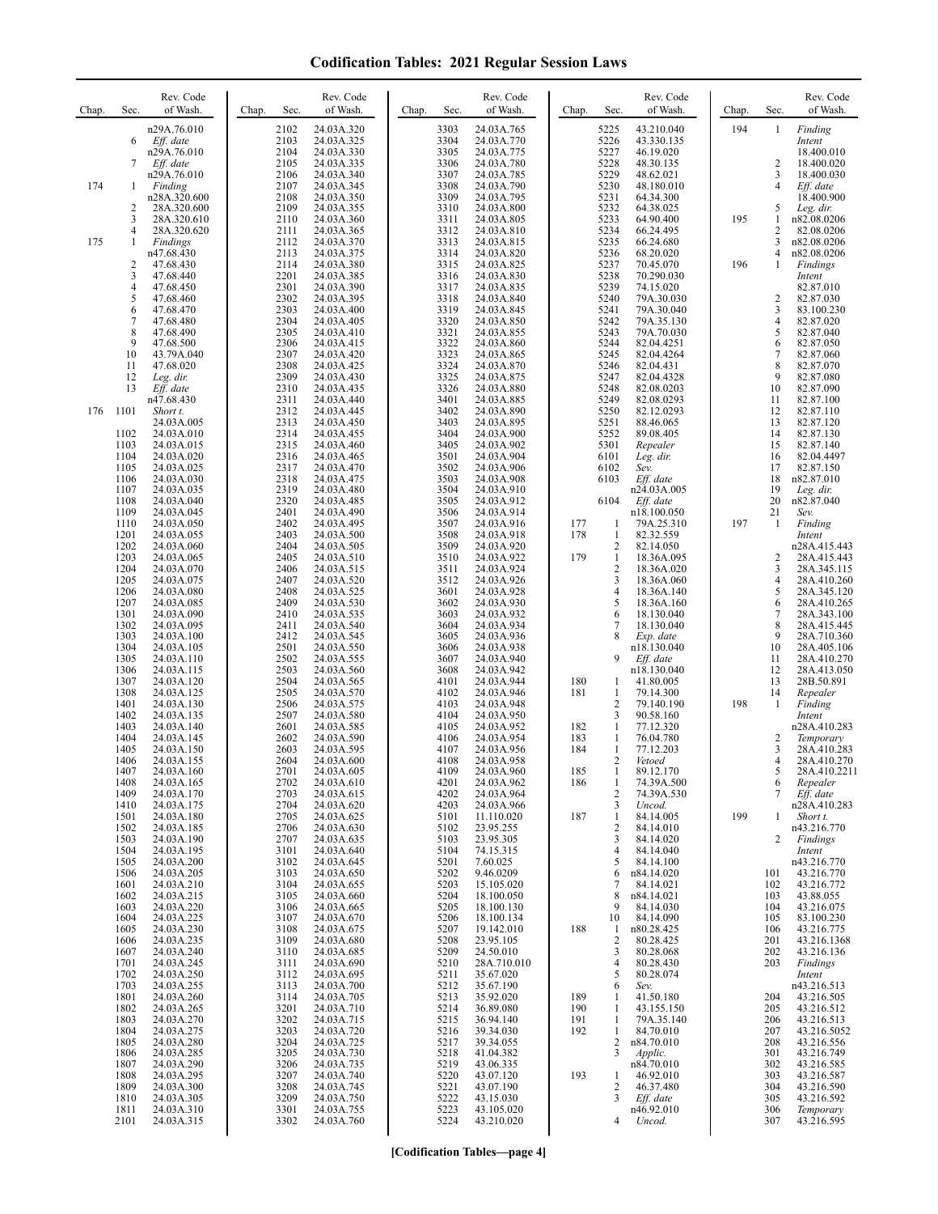# Codification Tables: 2021 Regular Session Laws

| Chap. | Sec. | Rev. Code of Wash. |
|---|---|---|
| | | n29A.76.010 |
| | 6 | *Eff. date* |
| | | n29A.76.010 |
| | 7 | *Eff. date* |
| | | n29A.76.010 |
| 174 | 1 | *Finding* |
| | | n28A.320.600 |
| | 2 | 28A.320.600 |
| | 3 | 28A.320.610 |
| | 4 | 28A.320.620 |
| 175 | 1 | *Findings* |
| | | n47.68.430 |
| | 2 | 47.68.430 |
| | 3 | 47.68.440 |
| | 4 | 47.68.450 |
| | 5 | 47.68.460 |
| | 6 | 47.68.470 |
| | 7 | 47.68.480 |
| | 8 | 47.68.490 |
| | 9 | 47.68.500 |
| | 10 | 43.79A.040 |
| | 11 | 47.68.020 |
| | 12 | *Leg. dir.* |
| | 13 | *Eff. date* |
| | | n47.68.430 |
| 176 | 1101 | *Short t.* |
| | | 24.03A.005 |
| | 1102 | 24.03A.010 |
| | 1103 | 24.03A.015 |
| | 1104 | 24.03A.020 |
| | 1105 | 24.03A.025 |
| | 1106 | 24.03A.030 |
| | 1107 | 24.03A.035 |
| | 1108 | 24.03A.040 |
| | 1109 | 24.03A.045 |
| | 1110 | 24.03A.050 |
| | 1201 | 24.03A.055 |
| | 1202 | 24.03A.060 |
| | 1203 | 24.03A.065 |
| | 1204 | 24.03A.070 |
| | 1205 | 24.03A.075 |
| | 1206 | 24.03A.080 |
| | 1207 | 24.03A.085 |
| | 1301 | 24.03A.090 |
| | 1302 | 24.03A.095 |
| | 1303 | 24.03A.100 |
| | 1304 | 24.03A.105 |
| | 1305 | 24.03A.110 |
| | 1306 | 24.03A.115 |
| | 1307 | 24.03A.120 |
| | 1308 | 24.03A.125 |
| | 1401 | 24.03A.130 |
| | 1402 | 24.03A.135 |
| | 1403 | 24.03A.140 |
| | 1404 | 24.03A.145 |
| | 1405 | 24.03A.150 |
| | 1406 | 24.03A.155 |
| | 1407 | 24.03A.160 |
| | 1408 | 24.03A.165 |
| | 1409 | 24.03A.170 |
| | 1410 | 24.03A.175 |
| | 1501 | 24.03A.180 |
| | 1502 | 24.03A.185 |
| | 1503 | 24.03A.190 |
| | 1504 | 24.03A.195 |
| | 1505 | 24.03A.200 |
| | 1506 | 24.03A.205 |
| | 1601 | 24.03A.210 |
| | 1602 | 24.03A.215 |
| | 1603 | 24.03A.220 |
| | 1604 | 24.03A.225 |
| | 1605 | 24.03A.230 |
| | 1606 | 24.03A.235 |
| | 1607 | 24.03A.240 |
| | 1701 | 24.03A.245 |
| | 1702 | 24.03A.250 |
| | 1703 | 24.03A.255 |
| | 1801 | 24.03A.260 |
| | 1802 | 24.03A.265 |
| | 1803 | 24.03A.270 |
| | 1804 | 24.03A.275 |
| | 1805 | 24.03A.280 |
| | 1806 | 24.03A.285 |
| | 1807 | 24.03A.290 |
| | 1808 | 24.03A.295 |
| | 1809 | 24.03A.300 |
| | 1810 | 24.03A.305 |
| | 1811 | 24.03A.310 |
| | 2101 | 24.03A.315 |
| | 2102 | 24.03A.320 |
| | 2103 | 24.03A.325 |
| | 2104 | 24.03A.330 |
| | 2105 | 24.03A.335 |
| | 2106 | 24.03A.340 |
| | 2107 | 24.03A.345 |
| | 2108 | 24.03A.350 |
| | 2109 | 24.03A.355 |
| | 2110 | 24.03A.360 |
| | 2111 | 24.03A.365 |
| | 2112 | 24.03A.370 |
| | 2113 | 24.03A.375 |
| | 2114 | 24.03A.380 |
| | 2201 | 24.03A.385 |
| | 2301 | 24.03A.390 |
| | 2302 | 24.03A.395 |
| | 2303 | 24.03A.400 |
| | 2304 | 24.03A.405 |
| | 2305 | 24.03A.410 |
| | 2306 | 24.03A.415 |
| | 2307 | 24.03A.420 |
| | 2308 | 24.03A.425 |
| | 2309 | 24.03A.430 |
| | 2310 | 24.03A.435 |
| | 2311 | 24.03A.440 |
| | 2312 | 24.03A.445 |
| | 2313 | 24.03A.450 |
| | 2314 | 24.03A.455 |
| | 2315 | 24.03A.460 |
| | 2316 | 24.03A.465 |
| | 2317 | 24.03A.470 |
| | 2318 | 24.03A.475 |
| | 2319 | 24.03A.480 |
| | 2320 | 24.03A.485 |
| | 2401 | 24.03A.490 |
| | 2402 | 24.03A.495 |
| | 2403 | 24.03A.500 |
| | 2404 | 24.03A.505 |
| | 2405 | 24.03A.510 |
| | 2406 | 24.03A.515 |
| | 2407 | 24.03A.520 |
| | 2408 | 24.03A.525 |
| | 2409 | 24.03A.530 |
| | 2410 | 24.03A.535 |
| | 2411 | 24.03A.540 |
| | 2412 | 24.03A.545 |
| | 2501 | 24.03A.550 |
| | 2502 | 24.03A.555 |
| | 2503 | 24.03A.560 |
| | 2504 | 24.03A.565 |
| | 2505 | 24.03A.570 |
| | 2506 | 24.03A.575 |
| | 2507 | 24.03A.580 |
| | 2601 | 24.03A.585 |
| | 2602 | 24.03A.590 |
| | 2603 | 24.03A.595 |
| | 2604 | 24.03A.600 |
| | 2701 | 24.03A.605 |
| | 2702 | 24.03A.610 |
| | 2703 | 24.03A.615 |
| | 2704 | 24.03A.620 |
| | 2705 | 24.03A.625 |
| | 2706 | 24.03A.630 |
| | 2707 | 24.03A.635 |
| | 3101 | 24.03A.640 |
| | 3102 | 24.03A.645 |
| | 3103 | 24.03A.650 |
| | 3104 | 24.03A.655 |
| | 3105 | 24.03A.660 |
| | 3106 | 24.03A.665 |
| | 3107 | 24.03A.670 |
| | 3108 | 24.03A.675 |
| | 3109 | 24.03A.680 |
| | 3110 | 24.03A.685 |
| | 3111 | 24.03A.690 |
| | 3112 | 24.03A.695 |
| | 3113 | 24.03A.700 |
| | 3114 | 24.03A.705 |
| | 3201 | 24.03A.710 |
| | 3202 | 24.03A.715 |
| | 3203 | 24.03A.720 |
| | 3204 | 24.03A.725 |
| | 3205 | 24.03A.730 |
| | 3206 | 24.03A.735 |
| | 3207 | 24.03A.740 |
| | 3208 | 24.03A.745 |
| | 3209 | 24.03A.750 |
| | 3301 | 24.03A.755 |
| | 3302 | 24.03A.760 |
| | 3303 | 24.03A.765 |
| | 3304 | 24.03A.770 |
| | 3305 | 24.03A.775 |
| | 3306 | 24.03A.780 |
| | 3307 | 24.03A.785 |
| | 3308 | 24.03A.790 |
| | 3309 | 24.03A.795 |
| | 3310 | 24.03A.800 |
| | 3311 | 24.03A.805 |
| | 3312 | 24.03A.810 |
| | 3313 | 24.03A.815 |
| | 3314 | 24.03A.820 |
| | 3315 | 24.03A.825 |
| | 3316 | 24.03A.830 |
| | 3317 | 24.03A.835 |
| | 3318 | 24.03A.840 |
| | 3319 | 24.03A.845 |
| | 3320 | 24.03A.850 |
| | 3321 | 24.03A.855 |
| | 3322 | 24.03A.860 |
| | 3323 | 24.03A.865 |
| | 3324 | 24.03A.870 |
| | 3325 | 24.03A.875 |
| | 3326 | 24.03A.880 |
| | 3401 | 24.03A.885 |
| | 3402 | 24.03A.890 |
| | 3403 | 24.03A.895 |
| | 3404 | 24.03A.900 |
| | 3405 | 24.03A.902 |
| | 3501 | 24.03A.904 |
| | 3502 | 24.03A.906 |
| | 3503 | 24.03A.908 |
| | 3504 | 24.03A.910 |
| | 3505 | 24.03A.912 |
| | 3506 | 24.03A.914 |
| | 3507 | 24.03A.916 |
| | 3508 | 24.03A.918 |
| | 3509 | 24.03A.920 |
| | 3510 | 24.03A.922 |
| | 3511 | 24.03A.924 |
| | 3512 | 24.03A.926 |
| | 3601 | 24.03A.928 |
| | 3602 | 24.03A.930 |
| | 3603 | 24.03A.932 |
| | 3604 | 24.03A.934 |
| | 3605 | 24.03A.936 |
| | 3606 | 24.03A.938 |
| | 3607 | 24.03A.940 |
| | 3608 | 24.03A.942 |
| | 4101 | 24.03A.944 |
| | 4102 | 24.03A.946 |
| | 4103 | 24.03A.948 |
| | 4104 | 24.03A.950 |
| | 4105 | 24.03A.952 |
| | 4106 | 24.03A.954 |
| | 4107 | 24.03A.956 |
| | 4108 | 24.03A.958 |
| | 4109 | 24.03A.960 |
| | 4201 | 24.03A.962 |
| | 4202 | 24.03A.964 |
| | 4203 | 24.03A.966 |
| | 5101 | 11.110.020 |
| | 5102 | 23.95.255 |
| | 5103 | 23.95.305 |
| | 5104 | 74.15.315 |
| | 5201 | 7.60.025 |
| | 5202 | 9.46.0209 |
| | 5203 | 15.105.020 |
| | 5204 | 18.100.050 |
| | 5205 | 18.100.130 |
| | 5206 | 18.100.134 |
| | 5207 | 19.142.010 |
| | 5208 | 23.95.105 |
| | 5209 | 24.50.010 |
| | 5210 | 28A.710.010 |
| | 5211 | 35.67.020 |
| | 5212 | 35.67.190 |
| | 5213 | 35.92.020 |
| | 5214 | 36.89.080 |
| | 5215 | 36.94.140 |
| | 5216 | 39.34.030 |
| | 5217 | 39.34.055 |
| | 5218 | 41.04.382 |
| | 5219 | 43.06.335 |
| | 5220 | 43.07.120 |
| | 5221 | 43.07.190 |
| | 5222 | 43.15.030 |
| | 5223 | 43.105.020 |
| | 5224 | 43.210.020 |
| | 5225 | 43.210.040 |
| | 5226 | 43.330.135 |
| | 5227 | 46.19.020 |
| | 5228 | 48.30.135 |
| | 5229 | 48.62.021 |
| | 5230 | 48.180.010 |
| | 5231 | 64.34.300 |
| | 5232 | 64.38.025 |
| | 5233 | 64.90.400 |
| | 5234 | 66.24.495 |
| | 5235 | 66.24.680 |
| | 5236 | 68.20.020 |
| | 5237 | 70.45.070 |
| | 5238 | 70.290.030 |
| | 5239 | 74.15.020 |
| | 5240 | 79A.30.030 |
| | 5241 | 79A.30.040 |
| | 5242 | 79A.35.130 |
| | 5243 | 79A.70.030 |
| | 5244 | 82.04.4251 |
| | 5245 | 82.04.4264 |
| | 5246 | 82.04.431 |
| | 5247 | 82.04.4328 |
| | 5248 | 82.08.0203 |
| | 5249 | 82.08.0293 |
| | 5250 | 82.12.0293 |
| | 5251 | 88.46.065 |
| | 5252 | 89.08.405 |
| | 5301 | *Repealer* |
| | 6101 | *Leg. dir.* |
| | 6102 | *Sev.* |
| | 6103 | *Eff. date* |
| | | n24.03A.005 |
| | 6104 | *Eff. date* |
| | | n18.100.050 |
| 177 | 1 | 79A.25.310 |
| 178 | 1 | 82.32.559 |
| | 2 | 82.14.050 |
| 179 | 1 | 18.36A.095 |
| | 2 | 18.36A.020 |
| | 3 | 18.36A.060 |
| | 4 | 18.36A.140 |
| | 5 | 18.36A.160 |
| | 6 | 18.130.040 |
| | 7 | 18.130.040 |
| | 8 | *Exp. date* |
| | | n18.130.040 |
| | 9 | *Eff. date* |
| | | n18.130.040 |
| 180 | 1 | 41.80.005 |
| 181 | 1 | 79.14.300 |
| | 2 | 79.140.190 |
| | 3 | 90.58.160 |
| 182 | 1 | 77.12.320 |
| 183 | 1 | 76.04.780 |
| 184 | 1 | 77.12.203 |
| | 2 | *Vetoed* |
| 185 | 1 | 89.12.170 |
| 186 | 1 | 74.39A.500 |
| | 2 | 74.39A.530 |
| | 3 | *Uncod.* |
| 187 | 1 | 84.14.005 |
| | 2 | 84.14.010 |
| | 3 | 84.14.020 |
| | 4 | 84.14.040 |
| | 5 | 84.14.100 |
| | 6 | n84.14.020 |
| | 7 | 84.14.021 |
| | 8 | n84.14.021 |
| | 9 | 84.14.030 |
| | 10 | 84.14.090 |
| 188 | 1 | n80.28.425 |
| | 2 | 80.28.425 |
| | 3 | 80.28.068 |
| | 4 | 80.28.430 |
| | 5 | 80.28.074 |
| | 6 | *Sev.* |
| 189 | 1 | 41.50.180 |
| 190 | 1 | 43.155.150 |
| 191 | 1 | 79A.35.140 |
| 192 | 1 | 84.70.010 |
| | 2 | n84.70.010 |
| | 3 | *Applic.* |
| | | n84.70.010 |
| 193 | 1 | 46.92.010 |
| | 2 | 46.37.480 |
| | 3 | *Eff. date* |
| | | n46.92.010 |
| | 4 | *Uncod.* |
| 194 | 1 | *Finding* |
| | | *Intent* |
| | | 18.400.010 |
| | 2 | 18.400.020 |
| | 3 | 18.400.030 |
| | 4 | *Eff. date* |
| | | 18.400.900 |
| | 5 | *Leg. dir.* |
| 195 | 1 | n82.08.0206 |
| | 2 | 82.08.0206 |
| | 3 | n82.08.0206 |
| | 4 | n82.08.0206 |
| 196 | 1 | *Findings* |
| | | *Intent* |
| | | 82.87.010 |
| | 2 | 82.87.030 |
| | 3 | 83.100.230 |
| | 4 | 82.87.020 |
| | 5 | 82.87.040 |
| | 6 | 82.87.050 |
| | 7 | 82.87.060 |
| | 8 | 82.87.070 |
| | 9 | 82.87.080 |
| | 10 | 82.87.090 |
| | 11 | 82.87.100 |
| | 12 | 82.87.110 |
| | 13 | 82.87.120 |
| | 14 | 82.87.130 |
| | 15 | 82.87.140 |
| | 16 | 82.04.4497 |
| | 17 | 82.87.150 |
| | 18 | n82.87.010 |
| | 19 | *Leg. dir.* |
| | 20 | n82.87.040 |
| | 21 | *Sev.* |
| 197 | 1 | *Finding* |
| | | *Intent* |
| | | n28A.415.443 |
| | 2 | 28A.415.443 |
| | 3 | 28A.345.115 |
| | 4 | 28A.410.260 |
| | 5 | 28A.345.120 |
| | 6 | 28A.410.265 |
| | 7 | 28A.343.100 |
| | 8 | 28A.415.445 |
| | 9 | 28A.710.360 |
| | 10 | 28A.405.106 |
| | 11 | 28A.410.270 |
| | 12 | 28A.413.050 |
| | 13 | 28B.50.891 |
| | 14 | *Repealer* |
| 198 | 1 | *Finding* |
| | | *Intent* |
| | | n28A.410.283 |
| | 2 | *Temporary* |
| | 3 | 28A.410.283 |
| | 4 | 28A.410.270 |
| | 5 | 28A.410.2211 |
| | 6 | *Repealer* |
| | 7 | *Eff. date* |
| | | n28A.410.283 |
| 199 | 1 | *Short t.* |
| | | n43.216.770 |
| | 2 | *Findings* |
| | | *Intent* |
| | | n43.216.770 |
| | 101 | 43.216.770 |
| | 102 | 43.216.772 |
| | 103 | 43.88.055 |
| | 104 | 43.216.075 |
| | 105 | 83.100.230 |
| | 106 | 43.216.775 |
| | 201 | 43.216.1368 |
| | 202 | 43.216.136 |
| | 203 | *Findings* |
| | | *Intent* |
| | | n43.216.513 |
| | 204 | 43.216.505 |
| | 205 | 43.216.512 |
| | 206 | 43.216.513 |
| | 207 | 43.216.5052 |
| | 208 | 43.216.556 |
| | 301 | 43.216.749 |
| | 302 | 43.216.585 |
| | 303 | 43.216.587 |
| | 304 | 43.216.590 |
| | 305 | 43.216.592 |
| | 306 | *Temporary* |
| | 307 | 43.216.595 |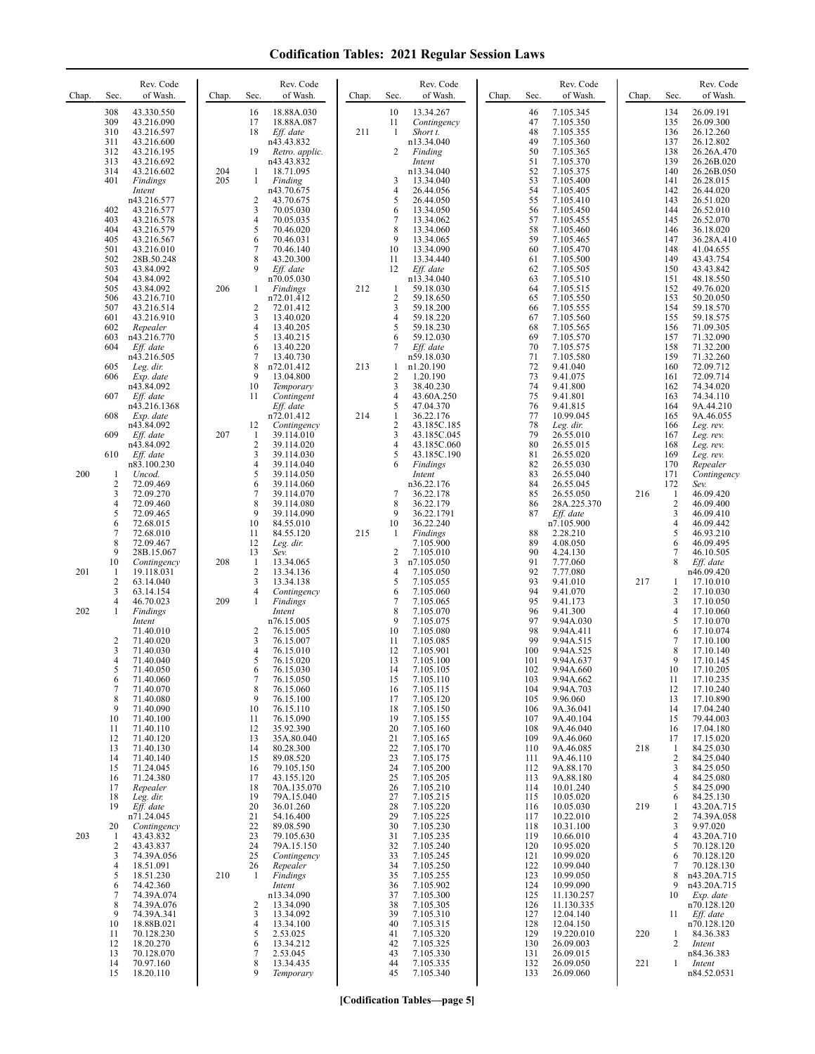# Codification Tables: 2021 Regular Session Laws

| Chap. | Sec. | Rev. Code of Wash. |
|---|---|---|
| | 308 | 43.330.550 |
| | 309 | 43.216.090 |
| | 310 | 43.216.597 |
| | 311 | 43.216.600 |
| | 312 | 43.216.195 |
| | 313 | 43.216.692 |
| | 314 | 43.216.602 |
| | 401 | *Findings Intent* n43.216.577 |
| | 402 | 43.216.577 |
| | 403 | 43.216.578 |
| | 404 | 43.216.579 |
| | 405 | 43.216.567 |
| | 501 | 43.216.010 |
| | 502 | 28B.50.248 |
| | 503 | 43.84.092 |
| | 504 | 43.84.092 |
| | 505 | 43.84.092 |
| | 506 | 43.216.710 |
| | 507 | 43.216.514 |
| | 601 | 43.216.910 |
| | 602 | *Repealer* |
| | 603 | n43.216.770 |
| | 604 | *Eff. date* n43.216.505 |
| | 605 | *Leg. dir.* |
| | 606 | *Exp. date* n43.84.092 |
| | 607 | *Eff. date* n43.216.1368 |
| | 608 | *Exp. date* n43.84.092 |
| | 609 | *Eff. date* n43.84.092 |
| | 610 | *Eff. date* n83.100.230 |
| 200 | 1 | *Uncod.* |
| | 2 | 72.09.469 |
| | 3 | 72.09.270 |
| | 4 | 72.09.460 |
| | 5 | 72.09.465 |
| | 6 | 72.68.015 |
| | 7 | 72.68.010 |
| | 8 | 72.09.467 |
| | 9 | 28B.15.067 |
| | 10 | *Contingency* |
| 201 | 1 | 19.118.031 |
| | 2 | 63.14.040 |
| | 3 | 63.14.154 |
| | 4 | 46.70.023 |
| 202 | 1 | *Findings Intent* 71.40.010 |
| | 2 | 71.40.020 |
| | 3 | 71.40.030 |
| | 4 | 71.40.040 |
| | 5 | 71.40.050 |
| | 6 | 71.40.060 |
| | 7 | 71.40.070 |
| | 8 | 71.40.080 |
| | 9 | 71.40.090 |
| | 10 | 71.40.100 |
| | 11 | 71.40.110 |
| | 12 | 71.40.120 |
| | 13 | 71.40.130 |
| | 14 | 71.40.140 |
| | 15 | 71.24.045 |
| | 16 | 71.24.380 |
| | 17 | *Repealer* |
| | 18 | *Leg. dir.* |
| | 19 | *Eff. date* n71.24.045 |
| | 20 | *Contingency* |
| 203 | 1 | 43.43.832 |
| | 2 | 43.43.837 |
| | 3 | 74.39A.056 |
| | 4 | 18.51.091 |
| | 5 | 18.51.230 |
| | 6 | 74.42.360 |
| | 7 | 74.39A.074 |
| | 8 | 74.39A.076 |
| | 9 | 74.39A.341 |
| | 10 | 18.88B.021 |
| | 11 | 70.128.230 |
| | 12 | 18.20.270 |
| | 13 | 70.128.070 |
| | 14 | 70.97.160 |
| | 15 | 18.20.110 |
| | 16 | 18.88A.030 |
| | 17 | 18.88A.087 |
| | 18 | *Eff. date* n43.43.832 |
| | 19 | *Retro. applic.* n43.43.832 |
| 204 | 1 | 18.71.095 |
| 205 | 1 | *Finding* n43.70.675 |
| | 2 | 43.70.675 |
| | 3 | 70.05.030 |
| | 4 | 70.05.035 |
| | 5 | 70.46.020 |
| | 6 | 70.46.031 |
| | 7 | 70.46.140 |
| | 8 | 43.20.300 |
| | 9 | *Eff. date* n70.05.030 |
| 206 | 1 | *Findings* n72.01.412 |
| | 2 | 72.01.412 |
| | 3 | 13.40.020 |
| | 4 | 13.40.205 |
| | 5 | 13.40.215 |
| | 6 | 13.40.220 |
| | 7 | 13.40.730 |
| | 8 | n72.01.412 |
| | 9 | 13.04.800 |
| | 10 | *Temporary* |
| | 11 | *Contingent Eff. date* n72.01.412 |
| | 12 | *Contingency* |
| 207 | 1 | 39.114.010 |
| | 2 | 39.114.020 |
| | 3 | 39.114.030 |
| | 4 | 39.114.040 |
| | 5 | 39.114.050 |
| | 6 | 39.114.060 |
| | 7 | 39.114.070 |
| | 8 | 39.114.080 |
| | 9 | 39.114.090 |
| | 10 | 84.55.010 |
| | 11 | 84.55.120 |
| | 12 | *Leg. dir.* |
| | 13 | *Sev.* |
| 208 | 1 | 13.34.065 |
| | 2 | 13.34.136 |
| | 3 | 13.34.138 |
| | 4 | *Contingency* |
| 209 | 1 | *Findings Intent* n76.15.005 |
| | 2 | 76.15.005 |
| | 3 | 76.15.007 |
| | 4 | 76.15.010 |
| | 5 | 76.15.020 |
| | 6 | 76.15.030 |
| | 7 | 76.15.050 |
| | 8 | 76.15.060 |
| | 9 | 76.15.100 |
| | 10 | 76.15.110 |
| | 11 | 76.15.090 |
| | 12 | 35.92.390 |
| | 13 | 35A.80.040 |
| | 14 | 80.28.300 |
| | 15 | 89.08.520 |
| | 16 | 79.105.150 |
| | 17 | 43.155.120 |
| | 18 | 70A.135.070 |
| | 19 | 79A.15.040 |
| | 20 | 36.01.260 |
| | 21 | 54.16.400 |
| | 22 | 89.08.590 |
| | 23 | 79.105.630 |
| | 24 | 79A.15.150 |
| | 25 | *Contingency* |
| | 26 | *Repealer* |
| 210 | 1 | *Findings Intent* n13.34.090 |
| | 2 | 13.34.090 |
| | 3 | 13.34.092 |
| | 4 | 13.34.100 |
| | 5 | 2.53.025 |
| | 6 | 13.34.212 |
| | 7 | 2.53.045 |
| | 8 | 13.34.435 |
| | 9 | *Temporary* |
| | 10 | 13.34.267 |
| | 11 | *Contingency* |
| 211 | 1 | *Short t.* n13.34.040 |
| | 2 | *Finding Intent* n13.34.040 |
| | 3 | 13.34.040 |
| | 4 | 26.44.056 |
| | 5 | 26.44.050 |
| | 6 | 13.34.050 |
| | 7 | 13.34.062 |
| | 8 | 13.34.060 |
| | 9 | 13.34.065 |
| | 10 | 13.34.090 |
| | 11 | 13.34.440 |
| | 12 | *Eff. date* n13.34.040 |
| 212 | 1 | 59.18.030 |
| | 2 | 59.18.650 |
| | 3 | 59.18.200 |
| | 4 | 59.18.220 |
| | 5 | 59.18.230 |
| | 6 | 59.12.030 |
| | 7 | *Eff. date* n59.18.030 |
| 213 | 1 | n1.20.190 |
| | 2 | 1.20.190 |
| | 3 | 38.40.230 |
| | 4 | 43.60A.250 |
| | 5 | 47.04.370 |
| 214 | 1 | 36.22.176 |
| | 2 | 43.185C.185 |
| | 3 | 43.185C.045 |
| | 4 | 43.185C.060 |
| | 5 | 43.185C.190 |
| | 6 | *Findings Intent* n36.22.176 |
| | 7 | 36.22.178 |
| | 8 | 36.22.179 |
| | 9 | 36.22.1791 |
| | 10 | 36.22.240 |
| 215 | 1 | *Findings* 7.105.900 |
| | 2 | 7.105.010 |
| | 3 | n7.105.050 |
| | 4 | 7.105.050 |
| | 5 | 7.105.055 |
| | 6 | 7.105.060 |
| | 7 | 7.105.065 |
| | 8 | 7.105.070 |
| | 9 | 7.105.075 |
| | 10 | 7.105.080 |
| | 11 | 7.105.085 |
| | 12 | 7.105.901 |
| | 13 | 7.105.100 |
| | 14 | 7.105.105 |
| | 15 | 7.105.110 |
| | 16 | 7.105.115 |
| | 17 | 7.105.120 |
| | 18 | 7.105.150 |
| | 19 | 7.105.155 |
| | 20 | 7.105.160 |
| | 21 | 7.105.165 |
| | 22 | 7.105.170 |
| | 23 | 7.105.175 |
| | 24 | 7.105.200 |
| | 25 | 7.105.205 |
| | 26 | 7.105.210 |
| | 27 | 7.105.215 |
| | 28 | 7.105.220 |
| | 29 | 7.105.225 |
| | 30 | 7.105.230 |
| | 31 | 7.105.235 |
| | 32 | 7.105.240 |
| | 33 | 7.105.245 |
| | 34 | 7.105.250 |
| | 35 | 7.105.255 |
| | 36 | 7.105.902 |
| | 37 | 7.105.300 |
| | 38 | 7.105.305 |
| | 39 | 7.105.310 |
| | 40 | 7.105.315 |
| | 41 | 7.105.320 |
| | 42 | 7.105.325 |
| | 43 | 7.105.330 |
| | 44 | 7.105.335 |
| | 45 | 7.105.340 |
| | 46 | 7.105.345 |
| | 47 | 7.105.350 |
| | 48 | 7.105.355 |
| | 49 | 7.105.360 |
| | 50 | 7.105.365 |
| | 51 | 7.105.370 |
| | 52 | 7.105.375 |
| | 53 | 7.105.400 |
| | 54 | 7.105.405 |
| | 55 | 7.105.410 |
| | 56 | 7.105.450 |
| | 57 | 7.105.455 |
| | 58 | 7.105.460 |
| | 59 | 7.105.465 |
| | 60 | 7.105.470 |
| | 61 | 7.105.500 |
| | 62 | 7.105.505 |
| | 63 | 7.105.510 |
| | 64 | 7.105.515 |
| | 65 | 7.105.550 |
| | 66 | 7.105.555 |
| | 67 | 7.105.560 |
| | 68 | 7.105.565 |
| | 69 | 7.105.570 |
| | 70 | 7.105.575 |
| | 71 | 7.105.580 |
| | 72 | 9.41.040 |
| | 73 | 9.41.075 |
| | 74 | 9.41.800 |
| | 75 | 9.41.801 |
| | 76 | 9.41.815 |
| | 77 | 10.99.045 |
| | 78 | *Leg. dir.* |
| | 79 | 26.55.010 |
| | 80 | 26.55.015 |
| | 81 | 26.55.020 |
| | 82 | 26.55.030 |
| | 83 | 26.55.040 |
| | 84 | 26.55.045 |
| | 85 | 26.55.050 |
| | 86 | 28A.225.370 |
| | 87 | *Eff. date* n7.105.900 |
| | 88 | 2.28.210 |
| | 89 | 4.08.050 |
| | 90 | 4.24.130 |
| | 91 | 7.77.060 |
| | 92 | 7.77.080 |
| | 93 | 9.41.010 |
| | 94 | 9.41.070 |
| | 95 | 9.41.173 |
| | 96 | 9.41.300 |
| | 97 | 9.94A.030 |
| | 98 | 9.94A.411 |
| | 99 | 9.94A.515 |
| | 100 | 9.94A.525 |
| | 101 | 9.94A.637 |
| | 102 | 9.94A.660 |
| | 103 | 9.94A.662 |
| | 104 | 9.94A.703 |
| | 105 | 9.96.060 |
| | 106 | 9A.36.041 |
| | 107 | 9A.40.104 |
| | 108 | 9A.46.040 |
| | 109 | 9A.46.060 |
| | 110 | 9A.46.085 |
| | 111 | 9A.46.110 |
| | 112 | 9A.88.170 |
| | 113 | 9A.88.180 |
| | 114 | 10.01.240 |
| | 115 | 10.05.020 |
| | 116 | 10.05.030 |
| | 117 | 10.22.010 |
| | 118 | 10.31.100 |
| | 119 | 10.66.010 |
| | 120 | 10.95.020 |
| | 121 | 10.99.020 |
| | 122 | 10.99.040 |
| | 123 | 10.99.050 |
| | 124 | 10.99.090 |
| | 125 | 11.130.257 |
| | 126 | 11.130.335 |
| | 127 | 12.04.140 |
| | 128 | 12.04.150 |
| | 129 | 19.220.010 |
| | 130 | 26.09.003 |
| | 131 | 26.09.015 |
| | 132 | 26.09.050 |
| | 133 | 26.09.060 |
| | 134 | 26.09.191 |
| | 135 | 26.09.300 |
| | 136 | 26.12.260 |
| | 137 | 26.12.802 |
| | 138 | 26.26A.470 |
| | 139 | 26.26B.020 |
| | 140 | 26.26B.050 |
| | 141 | 26.28.015 |
| | 142 | 26.44.020 |
| | 143 | 26.51.020 |
| | 144 | 26.52.010 |
| | 145 | 26.52.070 |
| | 146 | 36.18.020 |
| | 147 | 36.28A.410 |
| | 148 | 41.04.655 |
| | 149 | 43.43.754 |
| | 150 | 43.43.842 |
| | 151 | 48.18.550 |
| | 152 | 49.76.020 |
| | 153 | 50.20.050 |
| | 154 | 59.18.570 |
| | 155 | 59.18.575 |
| | 156 | 71.09.305 |
| | 157 | 71.32.090 |
| | 158 | 71.32.200 |
| | 159 | 71.32.260 |
| | 160 | 72.09.712 |
| | 161 | 72.09.714 |
| | 162 | 74.34.020 |
| | 163 | 74.34.110 |
| | 164 | 9A.44.210 |
| | 165 | 9A.46.055 |
| | 166 | *Leg. rev.* |
| | 167 | *Leg. rev.* |
| | 168 | *Leg. rev.* |
| | 169 | *Leg. rev.* |
| | 170 | *Repealer* |
| | 171 | *Contingency* |
| | 172 | *Sev.* |
| 216 | 1 | 46.09.420 |
| | 2 | 46.09.400 |
| | 3 | 46.09.410 |
| | 4 | 46.09.442 |
| | 5 | 46.93.210 |
| | 6 | 46.09.495 |
| | 7 | 46.10.505 |
| | 8 | *Eff. date* n46.09.420 |
| 217 | 1 | 17.10.010 |
| | 2 | 17.10.030 |
| | 3 | 17.10.050 |
| | 4 | 17.10.060 |
| | 5 | 17.10.070 |
| | 6 | 17.10.074 |
| | 7 | 17.10.100 |
| | 8 | 17.10.140 |
| | 9 | 17.10.145 |
| | 10 | 17.10.205 |
| | 11 | 17.10.235 |
| | 12 | 17.10.240 |
| | 13 | 17.10.890 |
| | 14 | 17.04.240 |
| | 15 | 79.44.003 |
| | 16 | 17.04.180 |
| | 17 | 17.15.020 |
| 218 | 1 | 84.25.030 |
| | 2 | 84.25.040 |
| | 3 | 84.25.050 |
| | 4 | 84.25.080 |
| | 5 | 84.25.090 |
| | 6 | 84.25.130 |
| 219 | 1 | 43.20A.715 |
| | 2 | 74.39A.058 |
| | 3 | 9.97.020 |
| | 4 | 43.20A.710 |
| | 5 | 70.128.120 |
| | 6 | 70.128.120 |
| | 7 | 70.128.130 |
| | 8 | n43.20A.715 |
| | 9 | n43.20A.715 |
| | 10 | *Exp. date* n70.128.120 |
| | 11 | *Eff. date* n70.128.120 |
| 220 | 1 | 84.36.383 |
| | 2 | *Intent* n84.36.383 |
| 221 | 1 | *Intent* n84.52.0531 |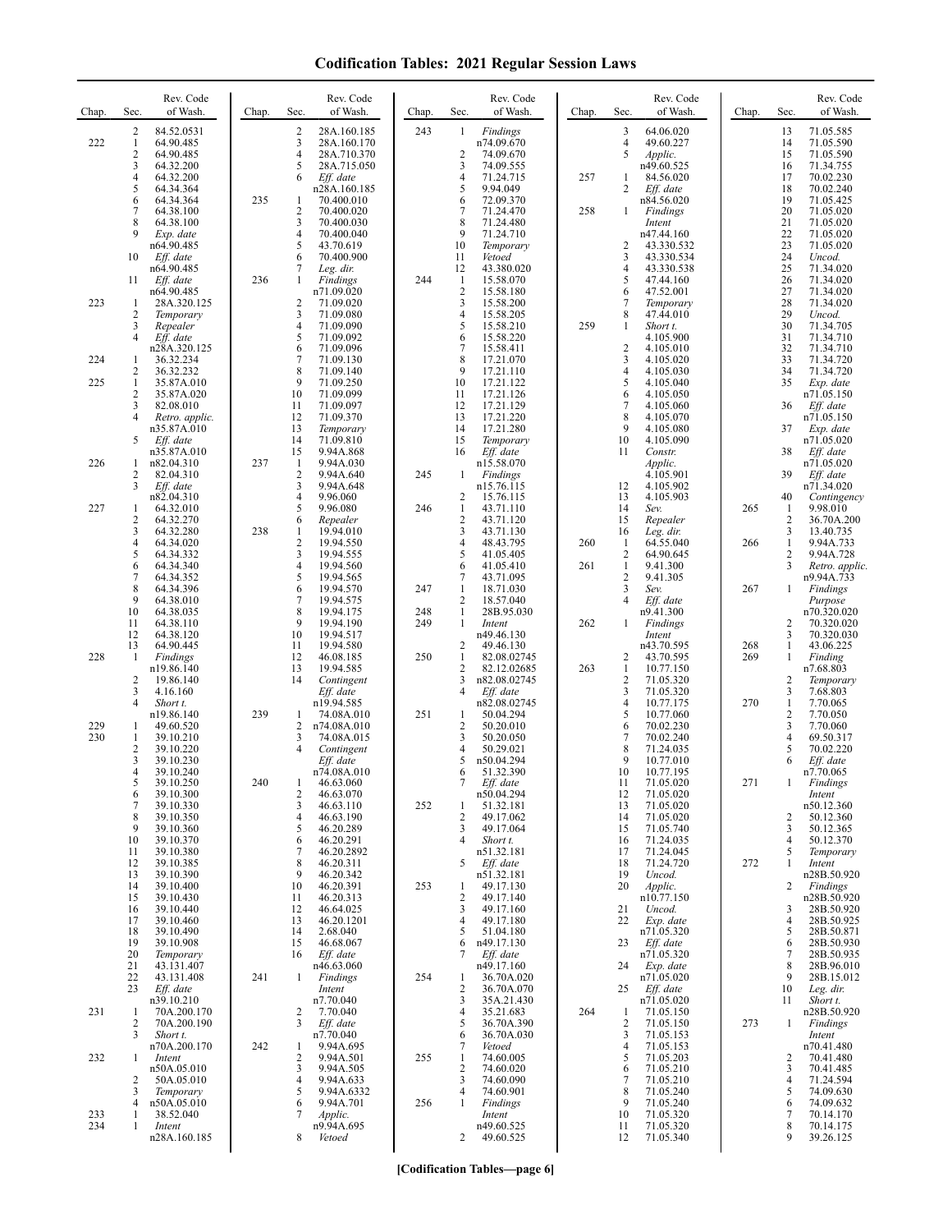# Codification Tables: 2021 Regular Session Laws

| Chap. | Sec. | Rev. Code of Wash. |
|---|---|---|
| | 2 | 84.52.0531 |
| 222 | 1 | 64.90.485 |
| | 2 | 64.90.485 |
| | 3 | 64.32.200 |
| | 4 | 64.32.200 |
| | 5 | 64.34.364 |
| | 6 | 64.34.364 |
| | 7 | 64.38.100 |
| | 8 | 64.38.100 |
| | 9 | *Exp. date* n64.90.485 |
| | 10 | *Eff. date* n64.90.485 |
| | 11 | *Eff. date* n64.90.485 |
| 223 | 1 | 28A.320.125 |
| | 2 | *Temporary* |
| | 3 | *Repealer* |
| | 4 | *Eff. date* n28A.320.125 |
| 224 | 1 | 36.32.234 |
| | 2 | 36.32.232 |
| 225 | 1 | 35.87A.010 |
| | 2 | 35.87A.020 |
| | 3 | 82.08.010 |
| | 4 | *Retro. applic.* n35.87A.010 |
| | 5 | *Eff. date* n35.87A.010 |
| 226 | 1 | n82.04.310 |
| | 2 | 82.04.310 |
| | 3 | *Eff. date* n82.04.310 |
| 227 | 1 | 64.32.010 |
| | 2 | 64.32.270 |
| | 3 | 64.32.280 |
| | 4 | 64.34.020 |
| | 5 | 64.34.332 |
| | 6 | 64.34.340 |
| | 7 | 64.34.352 |
| | 8 | 64.34.396 |
| | 9 | 64.38.010 |
| | 10 | 64.38.035 |
| | 11 | 64.38.110 |
| | 12 | 64.38.120 |
| | 13 | 64.90.445 |
| 228 | 1 | *Findings* n19.86.140 |
| | 2 | 19.86.140 |
| | 3 | 4.16.160 |
| | 4 | *Short t.* n19.86.140 |
| 229 | 1 | 49.60.520 |
| 230 | 1 | 39.10.210 |
| | 2 | 39.10.220 |
| | 3 | 39.10.230 |
| | 4 | 39.10.240 |
| | 5 | 39.10.250 |
| | 6 | 39.10.300 |
| | 7 | 39.10.330 |
| | 8 | 39.10.350 |
| | 9 | 39.10.360 |
| | 10 | 39.10.370 |
| | 11 | 39.10.380 |
| | 12 | 39.10.385 |
| | 13 | 39.10.390 |
| | 14 | 39.10.400 |
| | 15 | 39.10.430 |
| | 16 | 39.10.440 |
| | 17 | 39.10.460 |
| | 18 | 39.10.490 |
| | 19 | 39.10.908 |
| | 20 | *Temporary* |
| | 21 | 43.131.407 |
| | 22 | 43.131.408 |
| | 23 | *Eff. date* n39.10.210 |
| 231 | 1 | 70A.200.170 |
| | 2 | 70A.200.190 |
| | 3 | *Short t.* n70A.200.170 |
| 232 | 1 | *Intent* n50A.05.010 |
| | 2 | 50A.05.010 |
| | 3 | *Temporary* |
| | 4 | n50A.05.010 |
| 233 | 1 | 38.52.040 |
| 234 | 1 | *Intent* n28A.160.185 |
| | 2 | 28A.160.185 |
| | 3 | 28A.160.170 |
| | 4 | 28A.710.370 |
| | 5 | 28A.715.050 |
| | 6 | *Eff. date* n28A.160.185 |
| 235 | 1 | 70.400.010 |
| | 2 | 70.400.020 |
| | 3 | 70.400.030 |
| | 4 | 70.400.040 |
| | 5 | 43.70.619 |
| | 6 | 70.400.900 |
| | 7 | *Leg. dir.* |
| 236 | 1 | *Findings* n71.09.020 |
| | 2 | 71.09.020 |
| | 3 | 71.09.080 |
| | 4 | 71.09.090 |
| | 5 | 71.09.092 |
| | 6 | 71.09.096 |
| | 7 | 71.09.130 |
| | 8 | 71.09.140 |
| | 9 | 71.09.250 |
| | 10 | 71.09.099 |
| | 11 | 71.09.097 |
| | 12 | 71.09.370 |
| | 13 | *Temporary* |
| | 14 | 71.09.810 |
| | 15 | 9.94A.868 |
| 237 | 1 | 9.94A.030 |
| | 2 | 9.94A.640 |
| | 3 | 9.94A.648 |
| | 4 | 9.96.060 |
| | 5 | 9.96.080 |
| | 6 | *Repealer* |
| 238 | 1 | 19.94.010 |
| | 2 | 19.94.550 |
| | 3 | 19.94.555 |
| | 4 | 19.94.560 |
| | 5 | 19.94.565 |
| | 6 | 19.94.570 |
| | 7 | 19.94.575 |
| | 8 | 19.94.175 |
| | 9 | 19.94.190 |
| | 10 | 19.94.517 |
| | 11 | 19.94.580 |
| | 12 | 46.08.185 |
| | 13 | 19.94.585 |
| | 14 | *Contingent Eff. date* n19.94.585 |
| 239 | 1 | 74.08A.010 |
| | 2 | n74.08A.010 |
| | 3 | 74.08A.015 |
| | 4 | *Contingent Eff. date* n74.08A.010 |
| 240 | 1 | 46.63.060 |
| | 2 | 46.63.070 |
| | 3 | 46.63.110 |
| | 4 | 46.63.190 |
| | 5 | 46.20.289 |
| | 6 | 46.20.291 |
| | 7 | 46.20.2892 |
| | 8 | 46.20.311 |
| | 9 | 46.20.342 |
| | 10 | 46.20.391 |
| | 11 | 46.20.313 |
| | 12 | 46.64.025 |
| | 13 | 46.20.1201 |
| | 14 | 2.68.040 |
| | 15 | 46.68.067 |
| | 16 | *Eff. date* n46.63.060 |
| 241 | 1 | *Findings Intent* n7.70.040 |
| | 2 | 7.70.040 |
| | 3 | *Eff. date* n7.70.040 |
| 242 | 1 | 9.94A.695 |
| | 2 | 9.94A.501 |
| | 3 | 9.94A.505 |
| | 4 | 9.94A.633 |
| | 5 | 9.94A.6332 |
| | 6 | 9.94A.701 |
| | 7 | *Applic.* n9.94A.695 |
| | 8 | *Vetoed* |
| 243 | 1 | *Findings* n74.09.670 |
| | 2 | 74.09.670 |
| | 3 | 74.09.555 |
| | 4 | 71.24.715 |
| | 5 | 9.94.049 |
| | 6 | 72.09.370 |
| | 7 | 71.24.470 |
| | 8 | 71.24.480 |
| | 9 | 71.24.710 |
| | 10 | *Temporary* |
| | 11 | *Vetoed* |
| | 12 | 43.380.020 |
| 244 | 1 | 15.58.070 |
| | 2 | 15.58.180 |
| | 3 | 15.58.200 |
| | 4 | 15.58.205 |
| | 5 | 15.58.210 |
| | 6 | 15.58.220 |
| | 7 | 15.58.411 |
| | 8 | 17.21.070 |
| | 9 | 17.21.110 |
| | 10 | 17.21.122 |
| | 11 | 17.21.126 |
| | 12 | 17.21.129 |
| | 13 | 17.21.220 |
| | 14 | 17.21.280 |
| | 15 | *Temporary* |
| | 16 | *Eff. date* n15.58.070 |
| 245 | 1 | *Findings* n15.76.115 |
| | 2 | 15.76.115 |
| 246 | 1 | 43.71.110 |
| | 2 | 43.71.120 |
| | 3 | 43.71.130 |
| | 4 | 48.43.795 |
| | 5 | 41.05.405 |
| | 6 | 41.05.410 |
| | 7 | 43.71.095 |
| 247 | 1 | 18.71.030 |
| | 2 | 18.57.040 |
| 248 | 1 | 28B.95.030 |
| 249 | 1 | *Intent* n49.46.130 |
| | 2 | 49.46.130 |
| 250 | 1 | 82.08.02745 |
| | 2 | 82.12.02685 |
| | 3 | n82.08.02745 |
| | 4 | *Eff. date* n82.08.02745 |
| 251 | 1 | 50.04.294 |
| | 2 | 50.20.010 |
| | 3 | 50.20.050 |
| | 4 | 50.29.021 |
| | 5 | n50.04.294 |
| | 6 | 51.32.390 |
| | 7 | *Eff. date* n50.04.294 |
| 252 | 1 | 51.32.181 |
| | 2 | 49.17.062 |
| | 3 | 49.17.064 |
| | 4 | *Short t.* n51.32.181 |
| | 5 | *Eff. date* n51.32.181 |
| 253 | 1 | 49.17.130 |
| | 2 | 49.17.140 |
| | 3 | 49.17.160 |
| | 4 | 49.17.180 |
| | 5 | 51.04.180 |
| | 6 | n49.17.130 |
| | 7 | *Eff. date* n49.17.160 |
| 254 | 1 | 36.70A.020 |
| | 2 | 36.70A.070 |
| | 3 | 35A.21.430 |
| | 4 | 35.21.683 |
| | 5 | 36.70A.390 |
| | 6 | 36.70A.030 |
| | 7 | *Vetoed* |
| 255 | 1 | 74.60.005 |
| | 2 | 74.60.020 |
| | 3 | 74.60.090 |
| | 4 | 74.60.901 |
| 256 | 1 | *Findings Intent* n49.60.525 |
| | 2 | 49.60.525 |
| | 3 | 64.06.020 |
| | 4 | 49.60.227 |
| | 5 | *Applic.* n49.60.525 |
| 257 | 1 | 84.56.020 |
| | 2 | *Eff. date* n84.56.020 |
| 258 | 1 | *Findings Intent* n47.44.160 |
| | 2 | 43.330.532 |
| | 3 | 43.330.534 |
| | 4 | 43.330.538 |
| | 5 | 47.44.160 |
| | 6 | 47.52.001 |
| | 7 | *Temporary* |
| | 8 | 47.44.010 |
| 259 | 1 | *Short t.* 4.105.900 |
| | 2 | 4.105.010 |
| | 3 | 4.105.020 |
| | 4 | 4.105.030 |
| | 5 | 4.105.040 |
| | 6 | 4.105.050 |
| | 7 | 4.105.060 |
| | 8 | 4.105.070 |
| | 9 | 4.105.080 |
| | 10 | 4.105.090 |
| | 11 | *Constr. Applic.* 4.105.901 |
| | 12 | 4.105.902 |
| | 13 | 4.105.903 |
| | 14 | *Sev.* |
| | 15 | *Repealer* |
| | 16 | *Leg. dir.* |
| 260 | 1 | 64.55.040 |
| | 2 | 64.90.645 |
| 261 | 1 | 9.41.300 |
| | 2 | 9.41.305 |
| | 3 | *Sev.* |
| | 4 | *Eff. date* n9.41.300 |
| 262 | 1 | *Findings Intent* n43.70.595 |
| | 2 | 43.70.595 |
| 263 | 1 | 10.77.150 |
| | 2 | 71.05.320 |
| | 3 | 71.05.320 |
| | 4 | 10.77.175 |
| | 5 | 10.77.060 |
| | 6 | 70.02.230 |
| | 7 | 70.02.240 |
| | 8 | 71.24.035 |
| | 9 | 10.77.010 |
| | 10 | 10.77.195 |
| | 11 | 71.05.020 |
| | 12 | 71.05.020 |
| | 13 | 71.05.020 |
| | 14 | 71.05.020 |
| | 15 | 71.05.740 |
| | 16 | 71.24.035 |
| | 17 | 71.24.045 |
| | 18 | 71.24.720 |
| | 19 | *Uncod.* |
| | 20 | *Applic.* n10.77.150 |
| | 21 | *Uncod.* |
| | 22 | *Exp. date* n71.05.320 |
| | 23 | *Eff. date* n71.05.320 |
| | 24 | *Exp. date* n71.05.020 |
| | 25 | *Eff. date* n71.05.020 |
| 264 | 1 | 71.05.150 |
| | 2 | 71.05.150 |
| | 3 | 71.05.153 |
| | 4 | 71.05.153 |
| | 5 | 71.05.203 |
| | 6 | 71.05.210 |
| | 7 | 71.05.210 |
| | 8 | 71.05.240 |
| | 9 | 71.05.240 |
| | 10 | 71.05.320 |
| | 11 | 71.05.320 |
| | 12 | 71.05.340 |
| | 13 | 71.05.585 |
| | 14 | 71.05.590 |
| | 15 | 71.05.590 |
| | 16 | 71.34.755 |
| | 17 | 70.02.230 |
| | 18 | 70.02.240 |
| | 19 | 71.05.425 |
| | 20 | 71.05.020 |
| | 21 | 71.05.020 |
| | 22 | 71.05.020 |
| | 23 | 71.05.020 |
| | 24 | *Uncod.* |
| | 25 | 71.34.020 |
| | 26 | 71.34.020 |
| | 27 | 71.34.020 |
| | 28 | 71.34.020 |
| | 29 | *Uncod.* |
| | 30 | 71.34.705 |
| | 31 | 71.34.710 |
| | 32 | 71.34.710 |
| | 33 | 71.34.720 |
| | 34 | 71.34.720 |
| | 35 | *Exp. date* n71.05.150 |
| | 36 | *Eff. date* n71.05.150 |
| | 37 | *Exp. date* n71.05.020 |
| | 38 | *Eff. date* n71.05.020 |
| | 39 | *Eff. date* n71.34.020 |
| | 40 | *Contingency* |
| 265 | 1 | 9.98.010 |
| | 2 | 36.70A.200 |
| | 3 | 13.40.735 |
| 266 | 1 | 9.94A.733 |
| | 2 | 9.94A.728 |
| | 3 | *Retro. applic.* n9.94A.733 |
| 267 | 1 | *Findings Purpose* n70.320.020 |
| | 2 | 70.320.020 |
| | 3 | 70.320.030 |
| 268 | 1 | 43.06.225 |
| 269 | 1 | *Finding* n7.68.803 |
| | 2 | *Temporary* |
| | 3 | 7.68.803 |
| 270 | 1 | 7.70.065 |
| | 2 | 7.70.050 |
| | 3 | 7.70.060 |
| | 4 | 69.50.317 |
| | 5 | 70.02.220 |
| | 6 | *Eff. date* n7.70.065 |
| 271 | 1 | *Findings Intent* n50.12.360 |
| | 2 | 50.12.360 |
| | 3 | 50.12.365 |
| | 4 | 50.12.370 |
| | 5 | *Temporary* |
| 272 | 1 | *Intent* n28B.50.920 |
| | 2 | *Findings* n28B.50.920 |
| | 3 | 28B.50.920 |
| | 4 | 28B.50.925 |
| | 5 | 28B.50.871 |
| | 6 | 28B.50.930 |
| | 7 | 28B.50.935 |
| | 8 | 28B.96.010 |
| | 9 | 28B.15.012 |
| | 10 | *Leg. dir.* |
| | 11 | *Short t.* n28B.50.920 |
| 273 | 1 | *Findings Intent* n70.41.480 |
| | 2 | 70.41.480 |
| | 3 | 70.41.485 |
| | 4 | 71.24.594 |
| | 5 | 74.09.630 |
| | 6 | 74.09.632 |
| | 7 | 70.14.170 |
| | 8 | 70.14.175 |
| | 9 | 39.26.125 |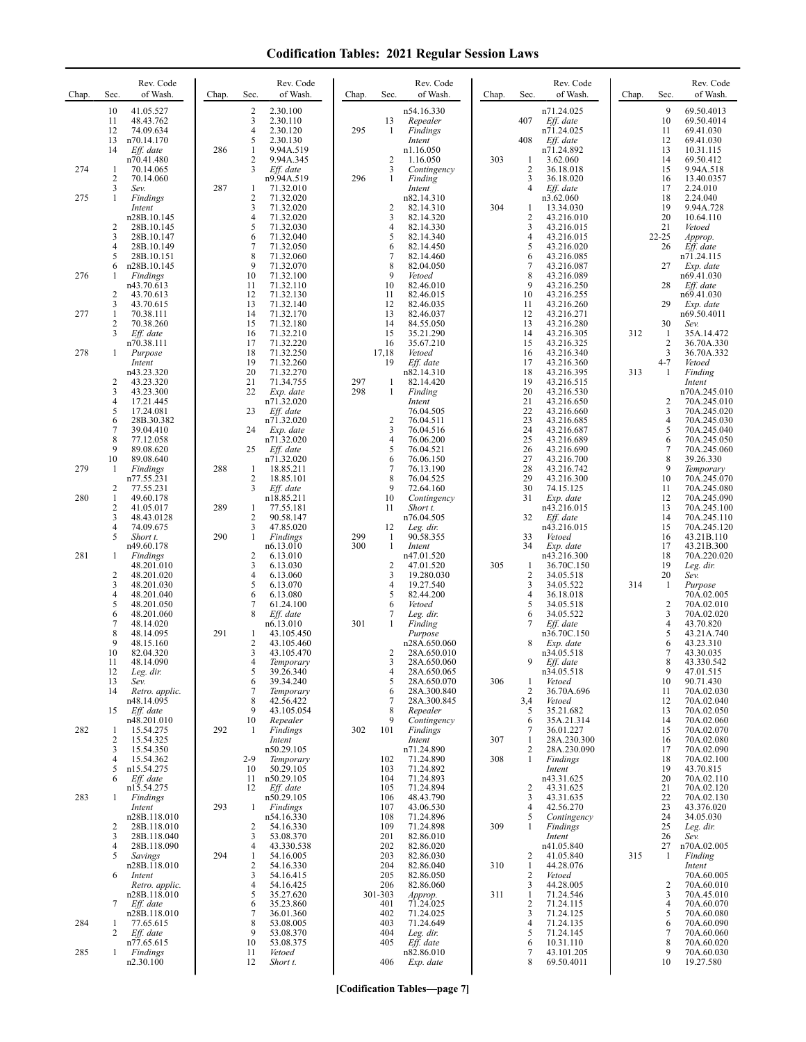# Codification Tables: 2021 Regular Session Laws

| Chap. | Sec. | Rev. Code of Wash. |
|---|---|---|
| | 10 | 41.05.527 |
| | 11 | 48.43.762 |
| | 12 | 74.09.634 |
| | 13 | n70.14.170 |
| | 14 | *Eff. date* |
| | | n70.41.480 |
| 274 | 1 | 70.14.065 |
| | 2 | 70.14.060 |
| | 3 | *Sev.* |
| 275 | 1 | *Findings* |
| | | *Intent* |
| | | n28B.10.145 |
| | 2 | 28B.10.145 |
| | 3 | 28B.10.147 |
| | 4 | 28B.10.149 |
| | 5 | 28B.10.151 |
| | 6 | n28B.10.145 |
| 276 | 1 | *Findings* |
| | | n43.70.613 |
| | 2 | 43.70.613 |
| | 3 | 43.70.615 |
| 277 | 1 | 70.38.111 |
| | 2 | 70.38.260 |
| | 3 | *Eff. date* |
| | | n70.38.111 |
| 278 | 1 | *Purpose* |
| | | *Intent* |
| | | n43.23.320 |
| | 2 | 43.23.320 |
| | 3 | 43.23.300 |
| | 4 | 17.21.445 |
| | 5 | 17.24.081 |
| | 6 | 28B.30.382 |
| | 7 | 39.04.410 |
| | 8 | 77.12.058 |
| | 9 | 89.08.620 |
| | 10 | 89.08.640 |
| 279 | 1 | *Findings* |
| | | n77.55.231 |
| | 2 | 77.55.231 |
| 280 | 1 | 49.60.178 |
| | 2 | 41.05.017 |
| | 3 | 48.43.0128 |
| | 4 | 74.09.675 |
| | 5 | *Short t.* |
| | | n49.60.178 |
| 281 | 1 | *Findings* |
| | | 48.201.010 |
| | 2 | 48.201.020 |
| | 3 | 48.201.030 |
| | 4 | 48.201.040 |
| | 5 | 48.201.050 |
| | 6 | 48.201.060 |
| | 7 | 48.14.020 |
| | 8 | 48.14.095 |
| | 9 | 48.15.160 |
| | 10 | 82.04.320 |
| | 11 | 48.14.090 |
| | 12 | *Leg. dir.* |
| | 13 | *Sev.* |
| | 14 | *Retro. applic.* |
| | | n48.14.095 |
| | 15 | *Eff. date* |
| | | n48.201.010 |
| 282 | 1 | 15.54.275 |
| | 2 | 15.54.325 |
| | 3 | 15.54.350 |
| | 4 | 15.54.362 |
| | 5 | n15.54.275 |
| | 6 | *Eff. date* |
| | | n15.54.275 |
| 283 | 1 | *Findings* |
| | | *Intent* |
| | | n28B.118.010 |
| | 2 | 28B.118.010 |
| | 3 | 28B.118.040 |
| | 4 | 28B.118.090 |
| | 5 | *Savings* |
| | | n28B.118.010 |
| | 6 | *Intent* |
| | | *Retro. applic.* |
| | | n28B.118.010 |
| | 7 | *Eff. date* |
| | | n28B.118.010 |
| 284 | 1 | 77.65.615 |
| | 2 | *Eff. date* |
| | | n77.65.615 |
| 285 | 1 | *Findings* |
| | | n2.30.100 |
| | 2 | 2.30.100 |
| | 3 | 2.30.110 |
| | 4 | 2.30.120 |
| | 5 | 2.30.130 |
| 286 | 1 | 9.94A.519 |
| | 2 | 9.94A.345 |
| | 3 | *Eff. date* |
| | | n9.94A.519 |
| 287 | 1 | 71.32.010 |
| | 2 | 71.32.020 |
| | 3 | 71.32.020 |
| | 4 | 71.32.020 |
| | 5 | 71.32.030 |
| | 6 | 71.32.040 |
| | 7 | 71.32.050 |
| | 8 | 71.32.060 |
| | 9 | 71.32.070 |
| | 10 | 71.32.100 |
| | 11 | 71.32.110 |
| | 12 | 71.32.130 |
| | 13 | 71.32.140 |
| | 14 | 71.32.170 |
| | 15 | 71.32.180 |
| | 16 | 71.32.210 |
| | 17 | 71.32.220 |
| | 18 | 71.32.250 |
| | 19 | 71.32.260 |
| | 20 | 71.32.270 |
| | 21 | 71.34.755 |
| | 22 | *Exp. date* |
| | | n71.32.020 |
| | 23 | *Eff. date* |
| | | n71.32.020 |
| | 24 | *Exp. date* |
| | | n71.32.020 |
| | 25 | *Eff. date* |
| | | n71.32.020 |
| 288 | 1 | 18.85.211 |
| | 2 | 18.85.101 |
| | 3 | *Eff. date* |
| | | n18.85.211 |
| 289 | 1 | 77.55.181 |
| | 2 | 90.58.147 |
| | 3 | 47.85.020 |
| 290 | 1 | *Findings* |
| | | n6.13.010 |
| | 2 | 6.13.010 |
| | 3 | 6.13.030 |
| | 4 | 6.13.060 |
| | 5 | 6.13.070 |
| | 6 | 6.13.080 |
| | 7 | 61.24.100 |
| | 8 | *Eff. date* |
| | | n6.13.010 |
| 291 | 1 | 43.105.450 |
| | 2 | 43.105.460 |
| | 3 | 43.105.470 |
| | 4 | *Temporary* |
| | 5 | 39.26.340 |
| | 6 | 39.34.240 |
| | 7 | *Temporary* |
| | 8 | 42.56.422 |
| | 9 | 43.105.054 |
| | 10 | *Repealer* |
| 292 | 1 | *Findings* |
| | | *Intent* |
| | | n50.29.105 |
| | 2-9 | *Temporary* |
| | 10 | 50.29.105 |
| | 11 | n50.29.105 |
| | 12 | *Eff. date* |
| | | n50.29.105 |
| 293 | 1 | *Findings* |
| | | n54.16.330 |
| | 2 | 54.16.330 |
| | 3 | 53.08.370 |
| | 4 | 43.330.538 |
| 294 | 1 | 54.16.005 |
| | 2 | 54.16.330 |
| | 3 | 54.16.415 |
| | 4 | 54.16.425 |
| | 5 | 35.27.620 |
| | 6 | 35.23.860 |
| | 7 | 36.01.360 |
| | 8 | 53.08.005 |
| | 9 | 53.08.370 |
| | 10 | 53.08.375 |
| | 11 | *Vetoed* |
| | 12 | *Short t.* |
| | | n54.16.330 |
| | 13 | *Repealer* |
| 295 | 1 | *Findings* |
| | | *Intent* |
| | | n1.16.050 |
| | 2 | 1.16.050 |
| | 3 | *Contingency* |
| 296 | 1 | *Finding* |
| | | *Intent* |
| | | n82.14.310 |
| | 2 | 82.14.310 |
| | 3 | 82.14.320 |
| | 4 | 82.14.330 |
| | 5 | 82.14.340 |
| | 6 | 82.14.450 |
| | 7 | 82.14.460 |
| | 8 | 82.04.050 |
| | 9 | *Vetoed* |
| | 10 | 82.46.010 |
| | 11 | 82.46.015 |
| | 12 | 82.46.035 |
| | 13 | 82.46.037 |
| | 14 | 84.55.050 |
| | 15 | 35.21.290 |
| | 16 | 35.67.210 |
| | 17,18 | *Vetoed* |
| | 19 | *Eff. date* |
| | | n82.14.310 |
| 297 | 1 | 82.14.420 |
| 298 | 1 | *Finding* |
| | | *Intent* |
| | | 76.04.505 |
| | 2 | 76.04.511 |
| | 3 | 76.04.516 |
| | 4 | 76.06.200 |
| | 5 | 76.04.521 |
| | 6 | 76.06.150 |
| | 7 | 76.13.190 |
| | 8 | 76.04.525 |
| | 9 | 72.64.160 |
| | 10 | *Contingency* |
| | 11 | *Short t.* |
| | | n76.04.505 |
| | 12 | *Leg. dir.* |
| 299 | 1 | 90.58.355 |
| 300 | 1 | *Intent* |
| | | n47.01.520 |
| | 2 | 47.01.520 |
| | 3 | 19.280.030 |
| | 4 | 19.27.540 |
| | 5 | 82.44.200 |
| | 6 | *Vetoed* |
| | 7 | *Leg. dir.* |
| 301 | 1 | *Finding* |
| | | *Purpose* |
| | | n28A.650.060 |
| | 2 | 28A.650.010 |
| | 3 | 28A.650.060 |
| | 4 | 28A.650.065 |
| | 5 | 28A.650.070 |
| | 6 | 28A.300.840 |
| | 7 | 28A.300.845 |
| | 8 | *Repealer* |
| | 9 | *Contingency* |
| 302 | 101 | *Findings* |
| | | *Intent* |
| | | n71.24.890 |
| | 102 | 71.24.890 |
| | 103 | 71.24.892 |
| | 104 | 71.24.893 |
| | 105 | 71.24.894 |
| | 106 | 48.43.790 |
| | 107 | 43.06.530 |
| | 108 | 71.24.896 |
| | 109 | 71.24.898 |
| | 201 | 82.86.010 |
| | 202 | 82.86.020 |
| | 203 | 82.86.030 |
| | 204 | 82.86.040 |
| | 205 | 82.86.050 |
| | 206 | 82.86.060 |
| | 301-303 | *Approp.* |
| | 401 | 71.24.025 |
| | 402 | 71.24.025 |
| | 403 | 71.24.649 |
| | 404 | *Leg. dir.* |
| | 405 | *Eff. date* |
| | | n82.86.010 |
| | 406 | *Exp. date* |
| | | n71.24.025 |
| | 407 | *Eff. date* |
| | | n71.24.025 |
| | 408 | *Eff. date* |
| | | n71.24.892 |
| 303 | 1 | 3.62.060 |
| | 2 | 36.18.018 |
| | 3 | 36.18.020 |
| | 4 | *Eff. date* |
| | | n3.62.060 |
| 304 | 1 | 13.34.030 |
| | 2 | 43.216.010 |
| | 3 | 43.216.015 |
| | 4 | 43.216.015 |
| | 5 | 43.216.020 |
| | 6 | 43.216.085 |
| | 7 | 43.216.087 |
| | 8 | 43.216.089 |
| | 9 | 43.216.250 |
| | 10 | 43.216.255 |
| | 11 | 43.216.260 |
| | 12 | 43.216.271 |
| | 13 | 43.216.280 |
| | 14 | 43.216.305 |
| | 15 | 43.216.325 |
| | 16 | 43.216.340 |
| | 17 | 43.216.360 |
| | 18 | 43.216.395 |
| | 19 | 43.216.515 |
| | 20 | 43.216.530 |
| | 21 | 43.216.650 |
| | 22 | 43.216.660 |
| | 23 | 43.216.685 |
| | 24 | 43.216.687 |
| | 25 | 43.216.689 |
| | 26 | 43.216.690 |
| | 27 | 43.216.700 |
| | 28 | 43.216.742 |
| | 29 | 43.216.300 |
| | 30 | 74.15.125 |
| | 31 | *Exp. date* |
| | | n43.216.015 |
| | 32 | *Eff. date* |
| | | n43.216.015 |
| | 33 | *Vetoed* |
| | 34 | *Exp. date* |
| | | n43.216.300 |
| 305 | 1 | 36.70C.150 |
| | 2 | 34.05.518 |
| | 3 | 34.05.522 |
| | 4 | 36.18.018 |
| | 5 | 34.05.518 |
| | 6 | 34.05.522 |
| | 7 | *Eff. date* |
| | | n36.70C.150 |
| | 8 | *Exp. date* |
| | | n34.05.518 |
| | 9 | *Eff. date* |
| | | n34.05.518 |
| 306 | 1 | *Vetoed* |
| | 2 | 36.70A.696 |
| | 3,4 | *Vetoed* |
| | 5 | 35.21.682 |
| | 6 | 35A.21.314 |
| | 7 | 36.01.227 |
| 307 | 1 | 28A.230.300 |
| | 2 | 28A.230.090 |
| 308 | 1 | *Findings* |
| | | *Intent* |
| | | n43.31.625 |
| | 2 | 43.31.625 |
| | 3 | 43.31.635 |
| | 4 | 42.56.270 |
| | 5 | *Contingency* |
| 309 | 1 | *Findings* |
| | | *Intent* |
| | | n41.05.840 |
| | 2 | 41.05.840 |
| 310 | 1 | 44.28.076 |
| | 2 | *Vetoed* |
| | 3 | 44.28.005 |
| 311 | 1 | 71.24.546 |
| | 2 | 71.24.115 |
| | 3 | 71.24.125 |
| | 4 | 71.24.135 |
| | 5 | 71.24.145 |
| | 6 | 10.31.110 |
| | 7 | 43.101.205 |
| | 8 | 69.50.4011 |
| | 9 | 69.50.4013 |
| | 10 | 69.50.4014 |
| | 11 | 69.41.030 |
| | 12 | 69.41.030 |
| | 13 | 10.31.115 |
| | 14 | 69.50.412 |
| | 15 | 9.94A.518 |
| | 16 | 13.40.0357 |
| | 17 | 2.24.010 |
| | 18 | 2.24.040 |
| | 19 | 9.94A.728 |
| | 20 | 10.64.110 |
| | 21 | *Vetoed* |
| | 22-25 | *Approp.* |
| | 26 | *Eff. date* |
| | | n71.24.115 |
| | 27 | *Exp. date* |
| | | n69.41.030 |
| | 28 | *Eff. date* |
| | | n69.41.030 |
| | 29 | *Exp. date* |
| | | n69.50.4011 |
| | 30 | *Sev.* |
| 312 | 1 | 35A.14.472 |
| | 2 | 36.70A.330 |
| | 3 | 36.70A.332 |
| | 4-7 | *Vetoed* |
| 313 | 1 | *Finding* |
| | | *Intent* |
| | | n70A.245.010 |
| | 2 | 70A.245.010 |
| | 3 | 70A.245.020 |
| | 4 | 70A.245.030 |
| | 5 | 70A.245.040 |
| | 6 | 70A.245.050 |
| | 7 | 70A.245.060 |
| | 8 | 39.26.330 |
| | 9 | *Temporary* |
| | 10 | 70A.245.070 |
| | 11 | 70A.245.080 |
| | 12 | 70A.245.090 |
| | 13 | 70A.245.100 |
| | 14 | 70A.245.110 |
| | 15 | 70A.245.120 |
| | 16 | 43.21B.110 |
| | 17 | 43.21B.300 |
| | 18 | 70A.220.020 |
| | 19 | *Leg. dir.* |
| | 20 | *Sev.* |
| 314 | 1 | *Purpose* |
| | | 70A.02.005 |
| | 2 | 70A.02.010 |
| | 3 | 70A.02.020 |
| | 4 | 43.70.820 |
| | 5 | 43.21A.740 |
| | 6 | 43.23.310 |
| | 7 | 43.30.035 |
| | 8 | 43.330.542 |
| | 9 | 47.01.515 |
| | 10 | 90.71.430 |
| | 11 | 70A.02.030 |
| | 12 | 70A.02.040 |
| | 13 | 70A.02.050 |
| | 14 | 70A.02.060 |
| | 15 | 70A.02.070 |
| | 16 | 70A.02.080 |
| | 17 | 70A.02.090 |
| | 18 | 70A.02.100 |
| | 19 | 43.70.815 |
| | 20 | 70A.02.110 |
| | 21 | 70A.02.120 |
| | 22 | 70A.02.130 |
| | 23 | 43.376.020 |
| | 24 | 34.05.030 |
| | 25 | *Leg. dir.* |
| | 26 | *Sev.* |
| | 27 | n70A.02.005 |
| 315 | 1 | *Finding* |
| | | *Intent* |
| | | 70A.60.005 |
| | 2 | 70A.60.010 |
| | 3 | 70A.45.010 |
| | 4 | 70A.60.070 |
| | 5 | 70A.60.080 |
| | 6 | 70A.60.090 |
| | 7 | 70A.60.060 |
| | 8 | 70A.60.020 |
| | 9 | 70A.60.030 |
| | 10 | 19.27.580 |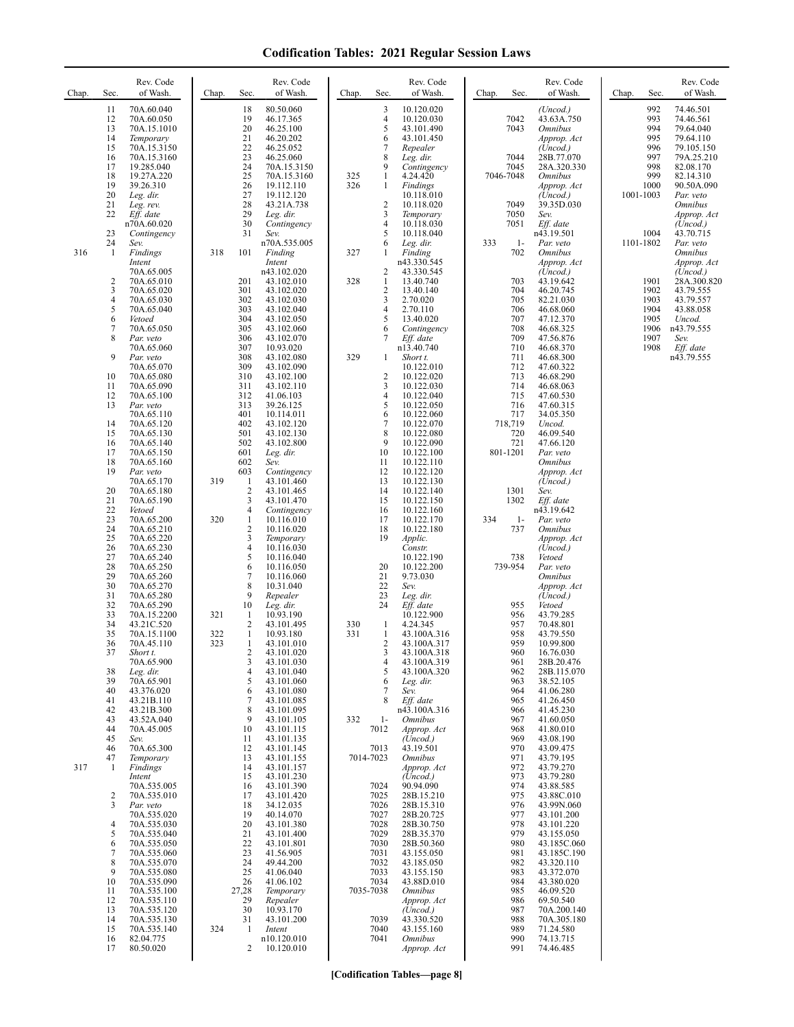# Codification Tables: 2021 Regular Session Laws

| Chap. | Sec. | Rev. Code of Wash. |
|---|---|---|
| | 11 | 70A.60.040 |
| | 12 | 70A.60.050 |
| | 13 | 70A.15.1010 |
| | 14 | *Temporary* |
| | 15 | 70A.15.3150 |
| | 16 | 70A.15.3160 |
| | 17 | 19.285.040 |
| | 18 | 19.27A.220 |
| | 19 | 39.26.310 |
| | 20 | *Leg. dir.* |
| | 21 | *Leg. rev.* |
| | 22 | *Eff. date* n70A.60.020 |
| | 23 | *Contingency* |
| | 24 | *Sev.* |
| 316 | 1 | *Findings Intent* 70A.65.005 |
| | 2 | 70A.65.010 |
| | 3 | 70A.65.020 |
| | 4 | 70A.65.030 |
| | 5 | 70A.65.040 |
| | 6 | *Vetoed* |
| | 7 | 70A.65.050 |
| | 8 | *Par. veto* 70A.65.060 |
| | 9 | *Par. veto* 70A.65.070 |
| | 10 | 70A.65.080 |
| | 11 | 70A.65.090 |
| | 12 | 70A.65.100 |
| | 13 | *Par. veto* 70A.65.110 |
| | 14 | 70A.65.120 |
| | 15 | 70A.65.130 |
| | 16 | 70A.65.140 |
| | 17 | 70A.65.150 |
| | 18 | 70A.65.160 |
| | 19 | *Par. veto* 70A.65.170 |
| | 20 | 70A.65.180 |
| | 21 | 70A.65.190 |
| | 22 | *Vetoed* |
| | 23 | 70A.65.200 |
| | 24 | 70A.65.210 |
| | 25 | 70A.65.220 |
| | 26 | 70A.65.230 |
| | 27 | 70A.65.240 |
| | 28 | 70A.65.250 |
| | 29 | 70A.65.260 |
| | 30 | 70A.65.270 |
| | 31 | 70A.65.280 |
| | 32 | 70A.65.290 |
| | 33 | 70A.15.2200 |
| | 34 | 43.21C.520 |
| | 35 | 70A.15.1100 |
| | 36 | 70A.45.110 |
| | 37 | *Short t.* 70A.65.900 |
| | 38 | *Leg. dir.* |
| | 39 | 70A.65.901 |
| | 40 | 43.376.020 |
| | 41 | 43.21B.110 |
| | 42 | 43.21B.300 |
| | 43 | 43.52A.040 |
| | 44 | 70A.45.005 |
| | 45 | *Sev.* |
| | 46 | 70A.65.300 |
| | 47 | *Temporary* |
| 317 | 1 | *Findings Intent* 70A.535.005 |
| | 2 | 70A.535.010 |
| | 3 | *Par. veto* 70A.535.020 |
| | 4 | 70A.535.030 |
| | 5 | 70A.535.040 |
| | 6 | 70A.535.050 |
| | 7 | 70A.535.060 |
| | 8 | 70A.535.070 |
| | 9 | 70A.535.080 |
| | 10 | 70A.535.090 |
| | 11 | 70A.535.100 |
| | 12 | 70A.535.110 |
| | 13 | 70A.535.120 |
| | 14 | 70A.535.130 |
| | 15 | 70A.535.140 |
| | 16 | 82.04.775 |
| | 17 | 80.50.020 |
| | 18 | 80.50.060 |
| | 19 | 46.17.365 |
| | 20 | 46.25.100 |
| | 21 | 46.20.202 |
| | 22 | 46.25.052 |
| | 23 | 46.25.060 |
| | 24 | 70A.15.3150 |
| | 25 | 70A.15.3160 |
| | 26 | 19.112.110 |
| | 27 | 19.112.120 |
| | 28 | 43.21A.738 |
| | 29 | *Leg. dir.* |
| | 30 | *Contingency* |
| | 31 | *Sev.* n70A.535.005 |
| 318 | 101 | *Finding Intent* n43.102.020 |
| | 201 | 43.102.010 |
| | 301 | 43.102.020 |
| | 302 | 43.102.030 |
| | 303 | 43.102.040 |
| | 304 | 43.102.050 |
| | 305 | 43.102.060 |
| | 306 | 43.102.070 |
| | 307 | 10.93.020 |
| | 308 | 43.102.080 |
| | 309 | 43.102.090 |
| | 310 | 43.102.100 |
| | 311 | 43.102.110 |
| | 312 | 41.06.103 |
| | 313 | 39.26.125 |
| | 401 | 10.114.011 |
| | 402 | 43.102.120 |
| | 501 | 43.102.130 |
| | 502 | 43.102.800 |
| | 601 | *Leg. dir.* |
| | 602 | *Sev.* |
| | 603 | *Contingency* |
| 319 | 1 | 43.101.460 |
| | 2 | 43.101.465 |
| | 3 | 43.101.470 |
| | 4 | *Contingency* |
| 320 | 1 | 10.116.010 |
| | 2 | 10.116.020 |
| | 3 | *Temporary* |
| | 4 | 10.116.030 |
| | 5 | 10.116.040 |
| | 6 | 10.116.050 |
| | 7 | 10.116.060 |
| | 8 | 10.31.040 |
| | 9 | *Repealer* |
| | 10 | *Leg. dir.* |
| 321 | 1 | 10.93.190 |
| | 2 | 43.101.495 |
| 322 | 1 | 10.93.180 |
| 323 | 1 | 43.101.010 |
| | 2 | 43.101.020 |
| | 3 | 43.101.030 |
| | 4 | 43.101.040 |
| | 5 | 43.101.060 |
| | 6 | 43.101.080 |
| | 7 | 43.101.085 |
| | 8 | 43.101.095 |
| | 9 | 43.101.105 |
| | 10 | 43.101.115 |
| | 11 | 43.101.135 |
| | 12 | 43.101.145 |
| | 13 | 43.101.155 |
| | 14 | 43.101.157 |
| | 15 | 43.101.230 |
| | 16 | 43.101.390 |
| | 17 | 43.101.420 |
| | 18 | 34.12.035 |
| | 19 | 40.14.070 |
| | 20 | 43.101.380 |
| | 21 | 43.101.400 |
| | 22 | 43.101.801 |
| | 23 | 41.56.905 |
| | 24 | 49.44.200 |
| | 25 | 41.06.040 |
| | 26 | 41.06.102 |
| | 27,28 | *Temporary* |
| | 29 | *Repealer* |
| | 30 | 10.93.170 |
| | 31 | 43.101.200 |
| 324 | 1 | *Intent* n10.120.010 |
| | 2 | 10.120.010 |
| | 3 | 10.120.020 |
| | 4 | 10.120.030 |
| | 5 | 43.101.490 |
| | 6 | 43.101.450 |
| | 7 | *Repealer* |
| | 8 | *Leg. dir.* |
| | 9 | *Contingency* |
| 325 | 1 | 4.24.420 |
| 326 | 1 | *Findings* 10.118.010 |
| | 2 | 10.118.020 |
| | 3 | *Temporary* |
| | 4 | 10.118.030 |
| | 5 | 10.118.040 |
| | 6 | *Leg. dir.* |
| 327 | 1 | *Finding* n43.330.545 |
| | 2 | 43.330.545 |
| 328 | 1 | 13.40.740 |
| | 2 | 13.40.140 |
| | 3 | 2.70.020 |
| | 4 | 2.70.110 |
| | 5 | 13.40.020 |
| | 6 | *Contingency* |
| | 7 | *Eff. date* n13.40.740 |
| 329 | 1 | *Short t.* 10.122.010 |
| | 2 | 10.122.020 |
| | 3 | 10.122.030 |
| | 4 | 10.122.040 |
| | 5 | 10.122.050 |
| | 6 | 10.122.060 |
| | 7 | 10.122.070 |
| | 8 | 10.122.080 |
| | 9 | 10.122.090 |
| | 10 | 10.122.100 |
| | 11 | 10.122.110 |
| | 12 | 10.122.120 |
| | 13 | 10.122.130 |
| | 14 | 10.122.140 |
| | 15 | 10.122.150 |
| | 16 | 10.122.160 |
| | 17 | 10.122.170 |
| | 18 | 10.122.180 |
| | 19 | *Applic. Constr.* 10.122.190 |
| | 20 | 10.122.200 |
| | 21 | 9.73.030 |
| | 22 | *Sev.* |
| | 23 | *Leg. dir.* |
| | 24 | *Eff. date* 10.122.900 |
| 330 | 1 | 4.24.345 |
| 331 | 1 | 43.100A.316 |
| | 2 | 43.100A.317 |
| | 3 | 43.100A.318 |
| | 4 | 43.100A.319 |
| | 5 | 43.100A.320 |
| | 6 | *Leg. dir.* |
| | 7 | *Sev.* |
| | 8 | *Eff. date* n43.100A.316 |
| 332 | 1-7012 | *Omnibus Approp. Act (Uncod.)* |
| | 7013 | 43.19.501 |
| | 7014-7023 | *Omnibus Approp. Act (Uncod.)* |
| | 7024 | 90.94.090 |
| | 7025 | 28B.15.210 |
| | 7026 | 28B.15.310 |
| | 7027 | 28B.20.725 |
| | 7028 | 28B.30.750 |
| | 7029 | 28B.35.370 |
| | 7030 | 28B.50.360 |
| | 7031 | 43.155.050 |
| | 7032 | 43.185.050 |
| | 7033 | 43.155.150 |
| | 7034 | 43.88D.010 |
| | 7035-7038 | *Omnibus Approp. Act (Uncod.)* |
| | 7039 | 43.330.520 |
| | 7040 | 43.155.160 |
| | 7041 | *Omnibus Approp. Act (Uncod.)* |
| | 7042 | 43.63A.750 |
| | 7043 | *Omnibus Approp. Act (Uncod.)* |
| | 7044 | 28B.77.070 |
| | 7045 | 28A.320.330 |
| | 7046-7048 | *Omnibus Approp. Act (Uncod.)* |
| | 7049 | 39.35D.030 |
| | 7050 | *Sev.* |
| | 7051 | *Eff. date* n43.19.501 |
| 333 | 1-702 | *Par. veto Omnibus Approp. Act (Uncod.)* |
| | 703 | 43.19.642 |
| | 704 | 46.20.745 |
| | 705 | 82.21.030 |
| | 706 | 46.68.060 |
| | 707 | 47.12.370 |
| | 708 | 46.68.325 |
| | 709 | 47.56.876 |
| | 710 | 46.68.370 |
| | 711 | 46.68.300 |
| | 712 | 47.60.322 |
| | 713 | 46.68.290 |
| | 714 | 46.68.063 |
| | 715 | 47.60.530 |
| | 716 | 47.60.315 |
| | 717 | 34.05.350 |
| | 718,719 | *Uncod.* |
| | 720 | 46.09.540 |
| | 721 | 47.66.120 |
| | 801-1201 | *Par. veto Omnibus Approp. Act (Uncod.)* |
| | 1301 | *Sev.* |
| | 1302 | *Eff. date* n43.19.642 |
| 334 | 1-737 | *Par. veto Omnibus Approp. Act (Uncod.)* |
| | 738 | *Vetoed* |
| | 739-954 | *Par. veto Omnibus Approp. Act (Uncod.)* |
| | 955 | *Vetoed* |
| | 956 | 43.79.285 |
| | 957 | 70.48.801 |
| | 958 | 43.79.550 |
| | 959 | 10.99.800 |
| | 960 | 16.76.030 |
| | 961 | 28B.20.476 |
| | 962 | 28B.115.070 |
| | 963 | 38.52.105 |
| | 964 | 41.06.280 |
| | 965 | 41.26.450 |
| | 966 | 41.45.230 |
| | 967 | 41.60.050 |
| | 968 | 41.80.010 |
| | 969 | 43.08.190 |
| | 970 | 43.09.475 |
| | 971 | 43.79.195 |
| | 972 | 43.79.270 |
| | 973 | 43.79.280 |
| | 974 | 43.88.585 |
| | 975 | 43.88C.010 |
| | 976 | 43.99N.060 |
| | 977 | 43.101.200 |
| | 978 | 43.101.220 |
| | 979 | 43.155.050 |
| | 980 | 43.185C.060 |
| | 981 | 43.185C.190 |
| | 982 | 43.320.110 |
| | 983 | 43.372.070 |
| | 984 | 43.380.020 |
| | 985 | 46.09.520 |
| | 986 | 69.50.540 |
| | 987 | 70A.200.140 |
| | 988 | 70A.305.180 |
| | 989 | 71.24.580 |
| | 990 | 74.13.715 |
| | 991 | 74.46.485 |
| | 992 | 74.46.501 |
| | 993 | 74.46.561 |
| | 994 | 79.64.040 |
| | 995 | 79.64.110 |
| | 996 | 79.105.150 |
| | 997 | 79A.25.210 |
| | 998 | 82.08.170 |
| | 999 | 82.14.310 |
| | 1000 | 90.50A.090 |
| | 1001-1003 | *Par. veto Omnibus Approp. Act (Uncod.)* |
| | 1004 | 43.70.715 |
| | 1101-1802 | *Par. veto Omnibus Approp. Act (Uncod.)* |
| | 1901 | 28A.300.820 |
| | 1902 | 43.79.555 |
| | 1903 | 43.79.557 |
| | 1904 | 43.88.058 |
| | 1905 | *Uncod.* |
| | 1906 | n43.79.555 |
| | 1907 | *Sev.* |
| | 1908 | *Eff. date* n43.79.555 |